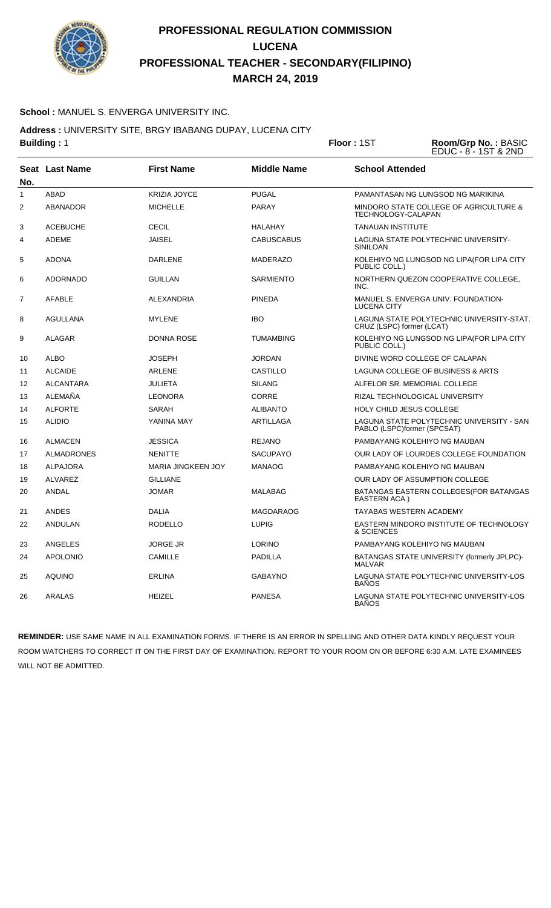# PROFESSIONAL REGULATION COMMISSION
# LUCENA
# PROFESSIONAL TEACHER - SECONDARY(FILIPINO)
# MARCH 24, 2019

**School :** MANUEL S. ENVERGA UNIVERSITY INC.

**Address :** UNIVERSITY SITE, BRGY IBABANG DUPAY, LUCENA CITY

**Building :** 1 **Floor :** 1ST **Room/Grp No. :** BASIC EDUC - 8 - 1ST & 2ND

| Seat No. | Last Name | First Name | Middle Name | School Attended |
|---|---|---|---|---|
| 1 | ABAD | KRIZIA JOYCE | PUGAL | PAMANTASAN NG LUNGSOD NG MARIKINA |
| 2 | ABANADOR | MICHELLE | PARAY | MINDORO STATE COLLEGE OF AGRICULTURE & TECHNOLOGY-CALAPAN |
| 3 | ACEBUCHE | CECIL | HALAHAY | TANAUAN INSTITUTE |
| 4 | ADEME | JAISEL | CABUSCABUS | LAGUNA STATE POLYTECHNIC UNIVERSITY-SINILOAN |
| 5 | ADONA | DARLENE | MADERAZO | KOLEHIYO NG LUNGSOD NG LIPA(FOR LIPA CITY PUBLIC COLL.) |
| 6 | ADORNADO | GUILLAN | SARMIENTO | NORTHERN QUEZON COOPERATIVE COLLEGE, INC. |
| 7 | AFABLE | ALEXANDRIA | PINEDA | MANUEL S. ENVERGA UNIV. FOUNDATION-LUCENA CITY |
| 8 | AGULLANA | MYLENE | IBO | LAGUNA STATE POLYTECHNIC UNIVERSITY-STAT. CRUZ (LSPC) former (LCAT) |
| 9 | ALAGAR | DONNA ROSE | TUMAMBING | KOLEHIYO NG LUNGSOD NG LIPA(FOR LIPA CITY PUBLIC COLL.) |
| 10 | ALBO | JOSEPH | JORDAN | DIVINE WORD COLLEGE OF CALAPAN |
| 11 | ALCAIDE | ARLENE | CASTILLO | LAGUNA COLLEGE OF BUSINESS & ARTS |
| 12 | ALCANTARA | JULIETA | SILANG | ALFELOR SR. MEMORIAL COLLEGE |
| 13 | ALEMAÑA | LEONORA | CORRE | RIZAL TECHNOLOGICAL UNIVERSITY |
| 14 | ALFORTE | SARAH | ALIBANTO | HOLY CHILD JESUS COLLEGE |
| 15 | ALIDIO | YANINA MAY | ARTILLAGA | LAGUNA STATE POLYTECHNIC UNIVERSITY - SAN PABLO (LSPC)former (SPCSAT) |
| 16 | ALMACEN | JESSICA | REJANO | PAMBAYANG KOLEHIYO NG MAUBAN |
| 17 | ALMADRONES | NENITTE | SACUPAYO | OUR LADY OF LOURDES COLLEGE FOUNDATION |
| 18 | ALPAJORA | MARIA JINGKEEN JOY | MANAOG | PAMBAYANG KOLEHIYO NG MAUBAN |
| 19 | ALVAREZ | GILLIANE | | OUR LADY OF ASSUMPTION COLLEGE |
| 20 | ANDAL | JOMAR | MALABAG | BATANGAS EASTERN COLLEGES(FOR BATANGAS EASTERN ACA.) |
| 21 | ANDES | DALIA | MAGDARAOG | TAYABAS WESTERN ACADEMY |
| 22 | ANDULAN | RODELLO | LUPIG | EASTERN MINDORO INSTITUTE OF TECHNOLOGY & SCIENCES |
| 23 | ANGELES | JORGE JR | LORINO | PAMBAYANG KOLEHIYO NG MAUBAN |
| 24 | APOLONIO | CAMILLE | PADILLA | BATANGAS STATE UNIVERSITY (formerly JPLPC)-MALVAR |
| 25 | AQUINO | ERLINA | GABAYNO | LAGUNA STATE POLYTECHNIC UNIVERSITY-LOS BAÑOS |
| 26 | ARALAS | HEIZEL | PANESA | LAGUNA STATE POLYTECHNIC UNIVERSITY-LOS BAÑOS |

**REMINDER:** USE SAME NAME IN ALL EXAMINATION FORMS. IF THERE IS AN ERROR IN SPELLING AND OTHER DATA KINDLY REQUEST YOUR ROOM WATCHERS TO CORRECT IT ON THE FIRST DAY OF EXAMINATION. REPORT TO YOUR ROOM ON OR BEFORE 6:30 A.M. LATE EXAMINEES WILL NOT BE ADMITTED.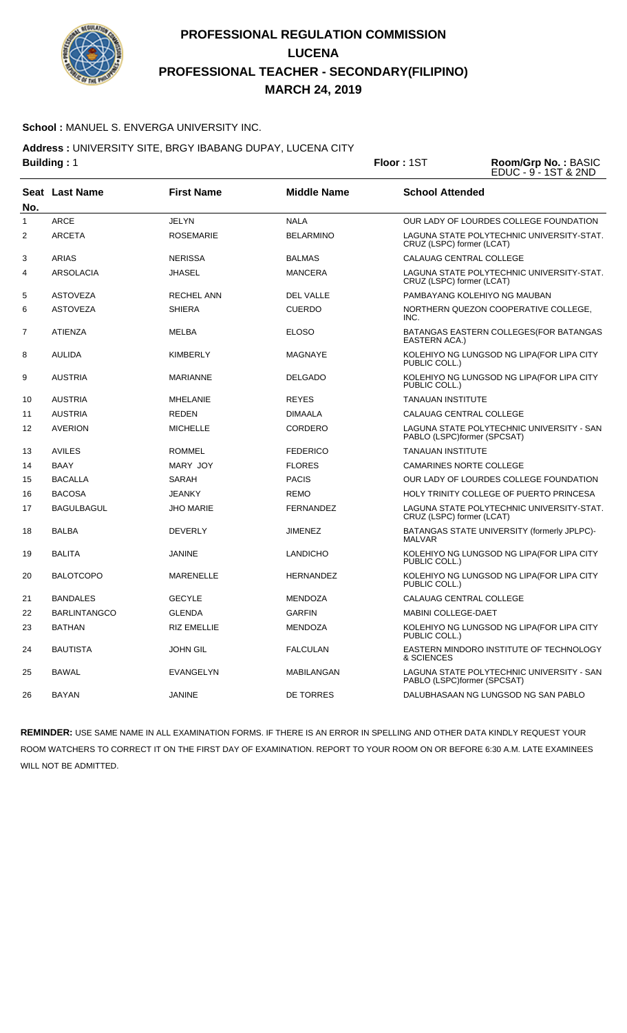# PROFESSIONAL REGULATION COMMISSION
# LUCENA
# PROFESSIONAL TEACHER - SECONDARY(FILIPINO)
# MARCH 24, 2019

**School :** MANUEL S. ENVERGA UNIVERSITY INC.

**Address :** UNIVERSITY SITE, BRGY IBABANG DUPAY, LUCENA CITY

**Building :** 1 **Floor :** 1ST **Room/Grp No. :** BASIC EDUC - 9 - 1ST & 2ND

| Seat No. | Last Name | First Name | Middle Name | School Attended |
|---|---|---|---|---|
| 1 | ARCE | JELYN | NALA | OUR LADY OF LOURDES COLLEGE FOUNDATION |
| 2 | ARCETA | ROSEMARIE | BELARMINO | LAGUNA STATE POLYTECHNIC UNIVERSITY-STAT. CRUZ (LSPC) former (LCAT) |
| 3 | ARIAS | NERISSA | BALMAS | CALAUAG CENTRAL COLLEGE |
| 4 | ARSOLACIA | JHASEL | MANCERA | LAGUNA STATE POLYTECHNIC UNIVERSITY-STAT. CRUZ (LSPC) former (LCAT) |
| 5 | ASTOVEZA | RECHEL ANN | DEL VALLE | PAMBAYANG KOLEHIYO NG MAUBAN |
| 6 | ASTOVEZA | SHIERA | CUERDO | NORTHERN QUEZON COOPERATIVE COLLEGE, INC. |
| 7 | ATIENZA | MELBA | ELOSO | BATANGAS EASTERN COLLEGES(FOR BATANGAS EASTERN ACA.) |
| 8 | AULIDA | KIMBERLY | MAGNAYE | KOLEHIYO NG LUNGSOD NG LIPA(FOR LIPA CITY PUBLIC COLL.) |
| 9 | AUSTRIA | MARIANNE | DELGADO | KOLEHIYO NG LUNGSOD NG LIPA(FOR LIPA CITY PUBLIC COLL.) |
| 10 | AUSTRIA | MHELANIE | REYES | TANAUAN INSTITUTE |
| 11 | AUSTRIA | REDEN | DIMAALA | CALAUAG CENTRAL COLLEGE |
| 12 | AVERION | MICHELLE | CORDERO | LAGUNA STATE POLYTECHNIC UNIVERSITY - SAN PABLO (LSPC)former (SPCSAT) |
| 13 | AVILES | ROMMEL | FEDERICO | TANAUAN INSTITUTE |
| 14 | BAAY | MARY JOY | FLORES | CAMARINES NORTE COLLEGE |
| 15 | BACALLA | SARAH | PACIS | OUR LADY OF LOURDES COLLEGE FOUNDATION |
| 16 | BACOSA | JEANKY | REMO | HOLY TRINITY COLLEGE OF PUERTO PRINCESA |
| 17 | BAGULBAGUL | JHO MARIE | FERNANDEZ | LAGUNA STATE POLYTECHNIC UNIVERSITY-STAT. CRUZ (LSPC) former (LCAT) |
| 18 | BALBA | DEVERLY | JIMENEZ | BATANGAS STATE UNIVERSITY (formerly JPLPC)-MALVAR |
| 19 | BALITA | JANINE | LANDICHO | KOLEHIYO NG LUNGSOD NG LIPA(FOR LIPA CITY PUBLIC COLL.) |
| 20 | BALOTCOPO | MARENELLE | HERNANDEZ | KOLEHIYO NG LUNGSOD NG LIPA(FOR LIPA CITY PUBLIC COLL.) |
| 21 | BANDALES | GECYLE | MENDOZA | CALAUAG CENTRAL COLLEGE |
| 22 | BARLINTANGCO | GLENDA | GARFIN | MABINI COLLEGE-DAET |
| 23 | BATHAN | RIZ EMELLIE | MENDOZA | KOLEHIYO NG LUNGSOD NG LIPA(FOR LIPA CITY PUBLIC COLL.) |
| 24 | BAUTISTA | JOHN GIL | FALCULAN | EASTERN MINDORO INSTITUTE OF TECHNOLOGY & SCIENCES |
| 25 | BAWAL | EVANGELYN | MABILANGAN | LAGUNA STATE POLYTECHNIC UNIVERSITY - SAN PABLO (LSPC)former (SPCSAT) |
| 26 | BAYAN | JANINE | DE TORRES | DALUBHASAAN NG LUNGSOD NG SAN PABLO |

**REMINDER:** USE SAME NAME IN ALL EXAMINATION FORMS. IF THERE IS AN ERROR IN SPELLING AND OTHER DATA KINDLY REQUEST YOUR ROOM WATCHERS TO CORRECT IT ON THE FIRST DAY OF EXAMINATION. REPORT TO YOUR ROOM ON OR BEFORE 6:30 A.M. LATE EXAMINEES WILL NOT BE ADMITTED.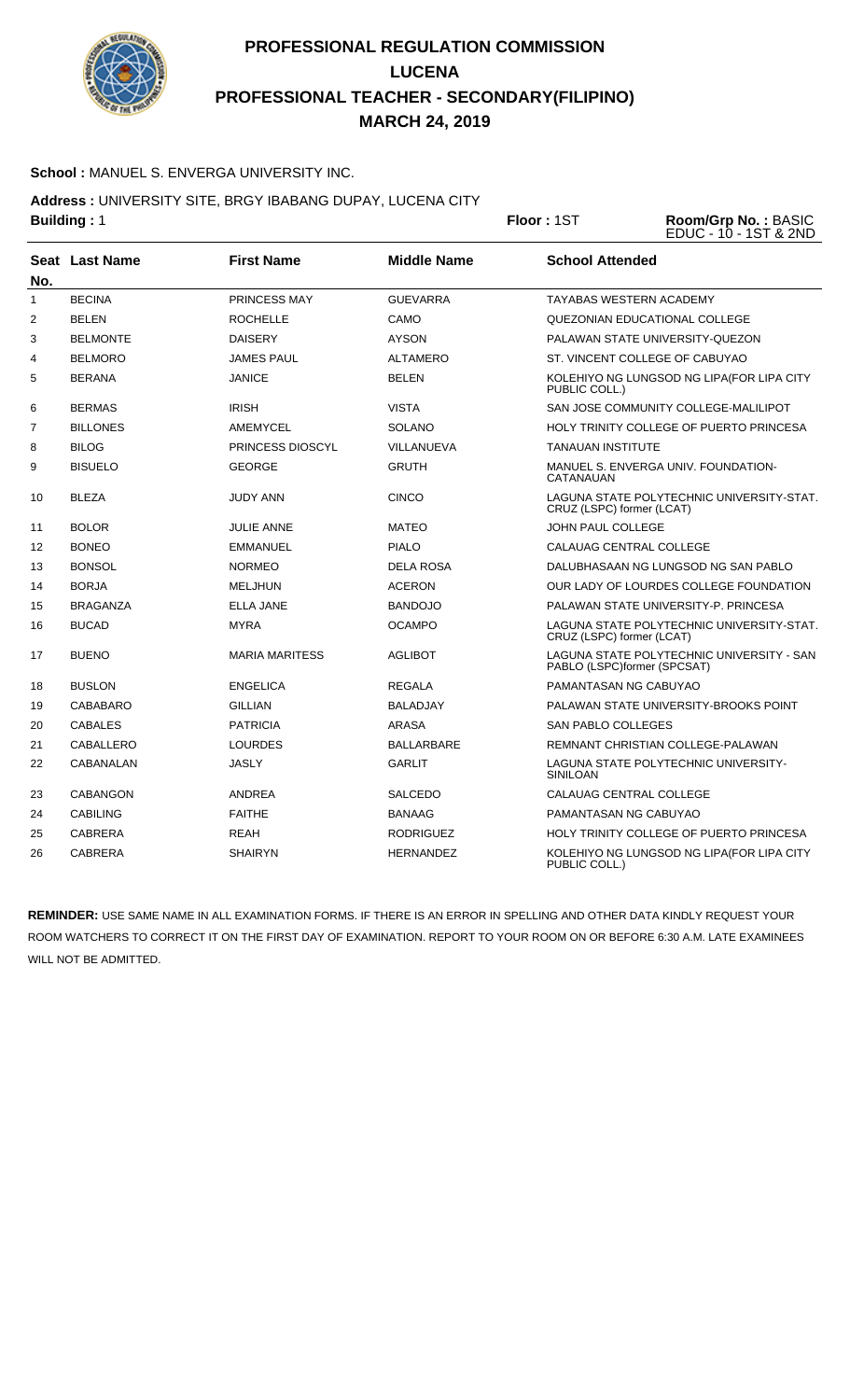# PROFESSIONAL REGULATION COMMISSION
# LUCENA
# PROFESSIONAL TEACHER - SECONDARY(FILIPINO)
# MARCH 24, 2019

**School :** MANUEL S. ENVERGA UNIVERSITY INC.

**Address :** UNIVERSITY SITE, BRGY IBABANG DUPAY, LUCENA CITY

**Building :** 1 **Floor :** 1ST **Room/Grp No. :** BASIC EDUC - 10 - 1ST & 2ND

| Seat No. | Last Name | First Name | Middle Name | School Attended |
|---|---|---|---|---|
| 1 | BECINA | PRINCESS MAY | GUEVARRA | TAYABAS WESTERN ACADEMY |
| 2 | BELEN | ROCHELLE | CAMO | QUEZONIAN EDUCATIONAL COLLEGE |
| 3 | BELMONTE | DAISERY | AYSON | PALAWAN STATE UNIVERSITY-QUEZON |
| 4 | BELMORO | JAMES PAUL | ALTAMERO | ST. VINCENT COLLEGE OF CABUYAO |
| 5 | BERANA | JANICE | BELEN | KOLEHIYO NG LUNGSOD NG LIPA(FOR LIPA CITY PUBLIC COLL.) |
| 6 | BERMAS | IRISH | VISTA | SAN JOSE COMMUNITY COLLEGE-MALILIPOT |
| 7 | BILLONES | AMEMYCEL | SOLANO | HOLY TRINITY COLLEGE OF PUERTO PRINCESA |
| 8 | BILOG | PRINCESS DIOSCYL | VILLANUEVA | TANAUAN INSTITUTE |
| 9 | BISUELO | GEORGE | GRUTH | MANUEL S. ENVERGA UNIV. FOUNDATION-CATANAUAN |
| 10 | BLEZA | JUDY ANN | CINCO | LAGUNA STATE POLYTECHNIC UNIVERSITY-STAT. CRUZ (LSPC) former (LCAT) |
| 11 | BOLOR | JULIE ANNE | MATEO | JOHN PAUL COLLEGE |
| 12 | BONEO | EMMANUEL | PIALO | CALAUAG CENTRAL COLLEGE |
| 13 | BONSOL | NORMEO | DELA ROSA | DALUBHASAAN NG LUNGSOD NG SAN PABLO |
| 14 | BORJA | MELJHUN | ACERON | OUR LADY OF LOURDES COLLEGE FOUNDATION |
| 15 | BRAGANZA | ELLA JANE | BANDOJO | PALAWAN STATE UNIVERSITY-P. PRINCESA |
| 16 | BUCAD | MYRA | OCAMPO | LAGUNA STATE POLYTECHNIC UNIVERSITY-STAT. CRUZ (LSPC) former (LCAT) |
| 17 | BUENO | MARIA MARITESS | AGLIBOT | LAGUNA STATE POLYTECHNIC UNIVERSITY - SAN PABLO (LSPC)former (SPCSAT) |
| 18 | BUSLON | ENGELICA | REGALA | PAMANTASAN NG CABUYAO |
| 19 | CABABARO | GILLIAN | BALADJAY | PALAWAN STATE UNIVERSITY-BROOKS POINT |
| 20 | CABALES | PATRICIA | ARASA | SAN PABLO COLLEGES |
| 21 | CABALLERO | LOURDES | BALLARBARE | REMNANT CHRISTIAN COLLEGE-PALAWAN |
| 22 | CABANALAN | JASLY | GARLIT | LAGUNA STATE POLYTECHNIC UNIVERSITY-SINILOAN |
| 23 | CABANGON | ANDREA | SALCEDO | CALAUAG CENTRAL COLLEGE |
| 24 | CABILING | FAITHE | BANAAG | PAMANTASAN NG CABUYAO |
| 25 | CABRERA | REAH | RODRIGUEZ | HOLY TRINITY COLLEGE OF PUERTO PRINCESA |
| 26 | CABRERA | SHAIRYN | HERNANDEZ | KOLEHIYO NG LUNGSOD NG LIPA(FOR LIPA CITY PUBLIC COLL.) |

**REMINDER:** USE SAME NAME IN ALL EXAMINATION FORMS. IF THERE IS AN ERROR IN SPELLING AND OTHER DATA KINDLY REQUEST YOUR ROOM WATCHERS TO CORRECT IT ON THE FIRST DAY OF EXAMINATION. REPORT TO YOUR ROOM ON OR BEFORE 6:30 A.M. LATE EXAMINEES WILL NOT BE ADMITTED.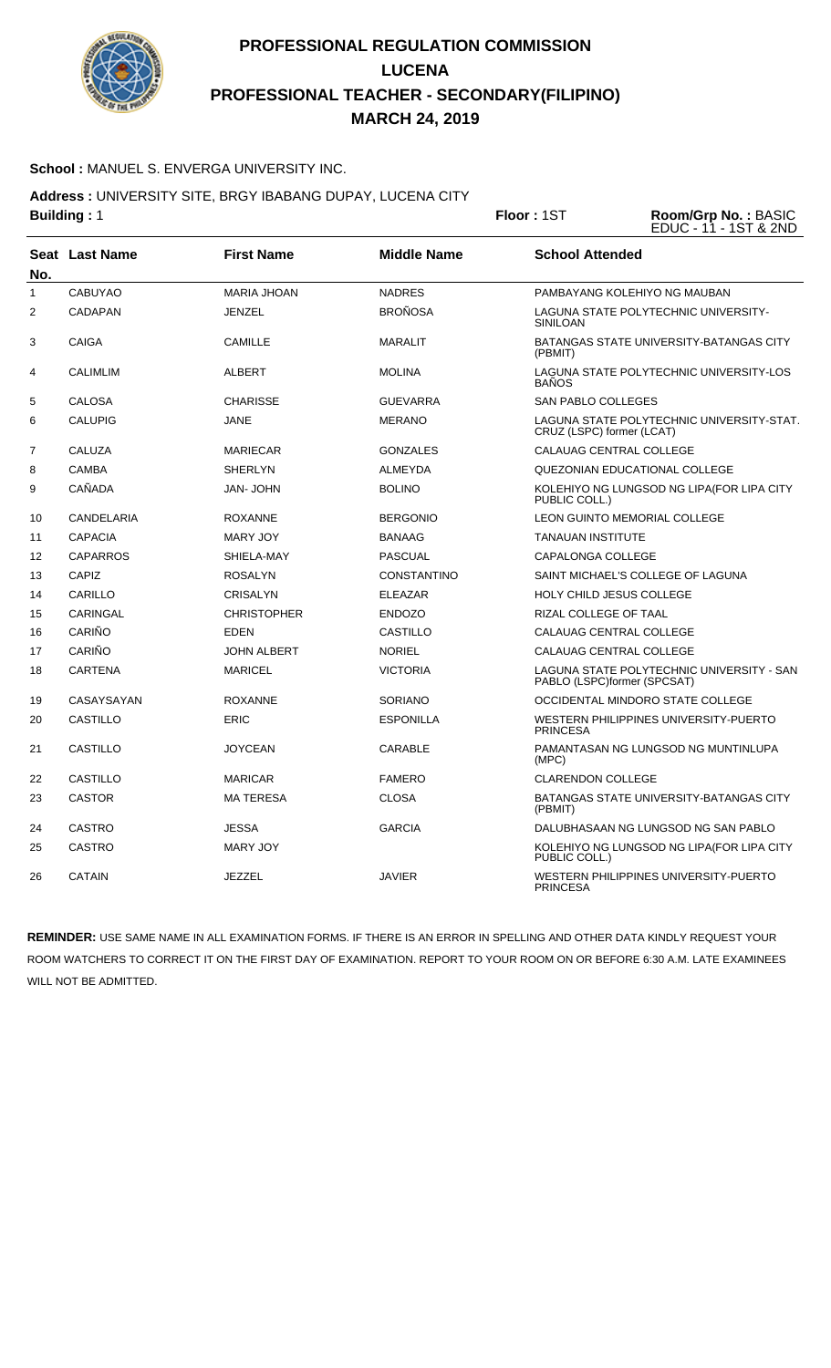# PROFESSIONAL REGULATION COMMISSION
## LUCENA
## PROFESSIONAL TEACHER - SECONDARY(FILIPINO)
## MARCH 24, 2019

**School :** MANUEL S. ENVERGA UNIVERSITY INC.

**Address :** UNIVERSITY SITE, BRGY IBABANG DUPAY, LUCENA CITY

**Building :** 1 **Floor :** 1ST **Room/Grp No. :** BASIC EDUC - 11 - 1ST & 2ND

| Seat No. | Last Name | First Name | Middle Name | School Attended |
|---|---|---|---|---|
| 1 | CABUYAO | MARIA JHOAN | NADRES | PAMBAYANG KOLEHIYO NG MAUBAN |
| 2 | CADAPAN | JENZEL | BROÑOSA | LAGUNA STATE POLYTECHNIC UNIVERSITY-SINILOAN |
| 3 | CAIGA | CAMILLE | MARALIT | BATANGAS STATE UNIVERSITY-BATANGAS CITY (PBMIT) |
| 4 | CALIMLIM | ALBERT | MOLINA | LAGUNA STATE POLYTECHNIC UNIVERSITY-LOS BAÑOS |
| 5 | CALOSA | CHARISSE | GUEVARRA | SAN PABLO COLLEGES |
| 6 | CALUPIG | JANE | MERANO | LAGUNA STATE POLYTECHNIC UNIVERSITY-STAT. CRUZ (LSPC) former (LCAT) |
| 7 | CALUZA | MARIECAR | GONZALES | CALAUAG CENTRAL COLLEGE |
| 8 | CAMBA | SHERLYN | ALMEYDA | QUEZONIAN EDUCATIONAL COLLEGE |
| 9 | CAÑADA | JAN- JOHN | BOLINO | KOLEHIYO NG LUNGSOD NG LIPA(FOR LIPA CITY PUBLIC COLL.) |
| 10 | CANDELARIA | ROXANNE | BERGONIO | LEON GUINTO MEMORIAL COLLEGE |
| 11 | CAPACIA | MARY JOY | BANAAG | TANAUAN INSTITUTE |
| 12 | CAPARROS | SHIELA-MAY | PASCUAL | CAPALONGA COLLEGE |
| 13 | CAPIZ | ROSALYN | CONSTANTINO | SAINT MICHAEL'S COLLEGE OF LAGUNA |
| 14 | CARILLO | CRISALYN | ELEAZAR | HOLY CHILD JESUS COLLEGE |
| 15 | CARINGAL | CHRISTOPHER | ENDOZO | RIZAL COLLEGE OF TAAL |
| 16 | CARIÑO | EDEN | CASTILLO | CALAUAG CENTRAL COLLEGE |
| 17 | CARIÑO | JOHN ALBERT | NORIEL | CALAUAG CENTRAL COLLEGE |
| 18 | CARTENA | MARICEL | VICTORIA | LAGUNA STATE POLYTECHNIC UNIVERSITY - SAN PABLO (LSPC)former (SPCSAT) |
| 19 | CASAYSAYAN | ROXANNE | SORIANO | OCCIDENTAL MINDORO STATE COLLEGE |
| 20 | CASTILLO | ERIC | ESPONILLA | WESTERN PHILIPPINES UNIVERSITY-PUERTO PRINCESA |
| 21 | CASTILLO | JOYCEAN | CARABLE | PAMANTASAN NG LUNGSOD NG MUNTINLUPA (MPC) |
| 22 | CASTILLO | MARICAR | FAMERO | CLARENDON COLLEGE |
| 23 | CASTOR | MA TERESA | CLOSA | BATANGAS STATE UNIVERSITY-BATANGAS CITY (PBMIT) |
| 24 | CASTRO | JESSA | GARCIA | DALUBHASAAN NG LUNGSOD NG SAN PABLO |
| 25 | CASTRO | MARY JOY | | KOLEHIYO NG LUNGSOD NG LIPA(FOR LIPA CITY PUBLIC COLL.) |
| 26 | CATAIN | JEZZEL | JAVIER | WESTERN PHILIPPINES UNIVERSITY-PUERTO PRINCESA |

**REMINDER:** USE SAME NAME IN ALL EXAMINATION FORMS. IF THERE IS AN ERROR IN SPELLING AND OTHER DATA KINDLY REQUEST YOUR ROOM WATCHERS TO CORRECT IT ON THE FIRST DAY OF EXAMINATION. REPORT TO YOUR ROOM ON OR BEFORE 6:30 A.M. LATE EXAMINEES WILL NOT BE ADMITTED.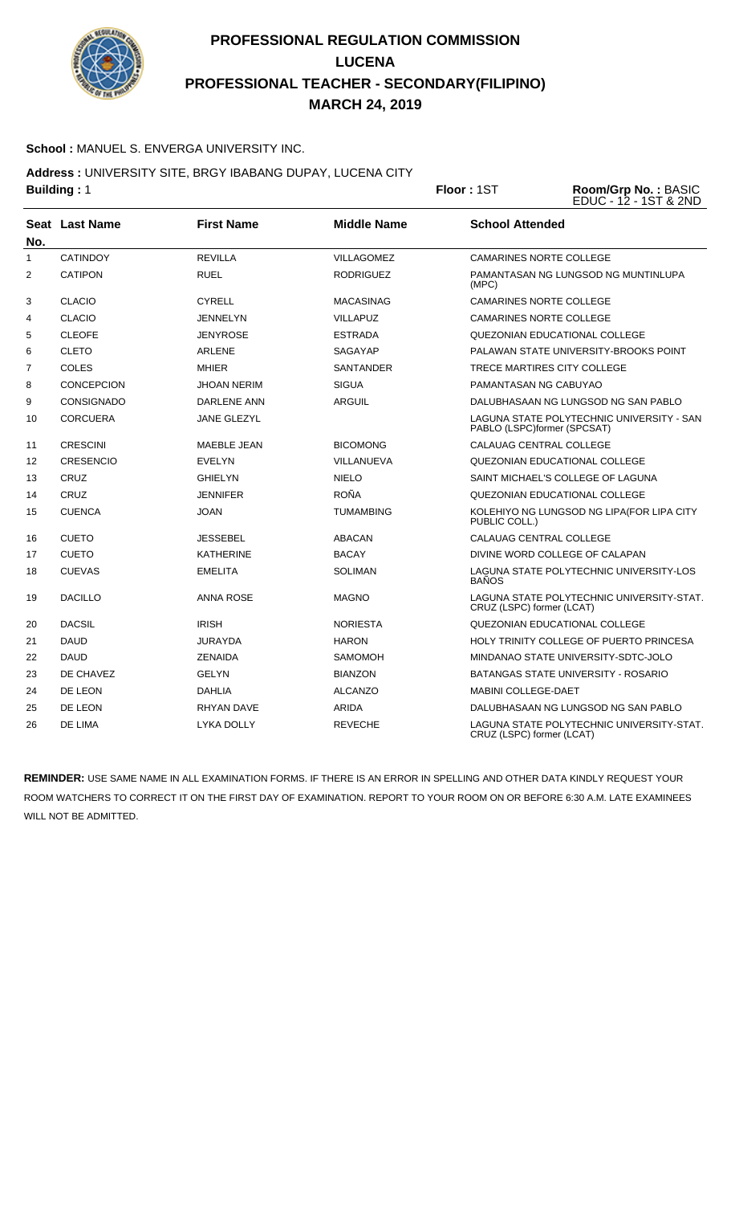# PROFESSIONAL REGULATION COMMISSION
# LUCENA
# PROFESSIONAL TEACHER - SECONDARY(FILIPINO)
# MARCH 24, 2019

**School :** MANUEL S. ENVERGA UNIVERSITY INC.

**Address :** UNIVERSITY SITE, BRGY IBABANG DUPAY, LUCENA CITY

**Building :** 1 **Floor :** 1ST **Room/Grp No. :** BASIC EDUC - 12 - 1ST & 2ND

| Seat No. | Last Name | First Name | Middle Name | School Attended |
|---|---|---|---|---|
| 1 | CATINDOY | REVILLA | VILLAGOMEZ | CAMARINES NORTE COLLEGE |
| 2 | CATIPON | RUEL | RODRIGUEZ | PAMANTASAN NG LUNGSOD NG MUNTINLUPA (MPC) |
| 3 | CLACIO | CYRELL | MACASINAG | CAMARINES NORTE COLLEGE |
| 4 | CLACIO | JENNELYN | VILLAPUZ | CAMARINES NORTE COLLEGE |
| 5 | CLEOFE | JENYROSE | ESTRADA | QUEZONIAN EDUCATIONAL COLLEGE |
| 6 | CLETO | ARLENE | SAGAYAP | PALAWAN STATE UNIVERSITY-BROOKS POINT |
| 7 | COLES | MHIER | SANTANDER | TRECE MARTIRES CITY COLLEGE |
| 8 | CONCEPCION | JHOAN NERIM | SIGUA | PAMANTASAN NG CABUYAO |
| 9 | CONSIGNADO | DARLENE ANN | ARGUIL | DALUBHASAAN NG LUNGSOD NG SAN PABLO |
| 10 | CORCUERA | JANE GLEZYL | | LAGUNA STATE POLYTECHNIC UNIVERSITY - SAN PABLO (LSPC)former (SPCSAT) |
| 11 | CRESCINI | MAEBLE JEAN | BICOMONG | CALAUAG CENTRAL COLLEGE |
| 12 | CRESENCIO | EVELYN | VILLANUEVA | QUEZONIAN EDUCATIONAL COLLEGE |
| 13 | CRUZ | GHIELYN | NIELO | SAINT MICHAEL'S COLLEGE OF LAGUNA |
| 14 | CRUZ | JENNIFER | ROÑA | QUEZONIAN EDUCATIONAL COLLEGE |
| 15 | CUENCA | JOAN | TUMAMBING | KOLEHIYO NG LUNGSOD NG LIPA(FOR LIPA CITY PUBLIC COLL.) |
| 16 | CUETO | JESSEBEL | ABACAN | CALAUAG CENTRAL COLLEGE |
| 17 | CUETO | KATHERINE | BACAY | DIVINE WORD COLLEGE OF CALAPAN |
| 18 | CUEVAS | EMELITA | SOLIMAN | LAGUNA STATE POLYTECHNIC UNIVERSITY-LOS BAÑOS |
| 19 | DACILLO | ANNA ROSE | MAGNO | LAGUNA STATE POLYTECHNIC UNIVERSITY-STAT. CRUZ (LSPC) former (LCAT) |
| 20 | DACSIL | IRISH | NORIESTA | QUEZONIAN EDUCATIONAL COLLEGE |
| 21 | DAUD | JURAYDA | HARON | HOLY TRINITY COLLEGE OF PUERTO PRINCESA |
| 22 | DAUD | ZENAIDA | SAMOMOH | MINDANAO STATE UNIVERSITY-SDTC-JOLO |
| 23 | DE CHAVEZ | GELYN | BIANZON | BATANGAS STATE UNIVERSITY - ROSARIO |
| 24 | DE LEON | DAHLIA | ALCANZO | MABINI COLLEGE-DAET |
| 25 | DE LEON | RHYAN DAVE | ARIDA | DALUBHASAAN NG LUNGSOD NG SAN PABLO |
| 26 | DE LIMA | LYKA DOLLY | REVECHE | LAGUNA STATE POLYTECHNIC UNIVERSITY-STAT. CRUZ (LSPC) former (LCAT) |

**REMINDER:** USE SAME NAME IN ALL EXAMINATION FORMS. IF THERE IS AN ERROR IN SPELLING AND OTHER DATA KINDLY REQUEST YOUR ROOM WATCHERS TO CORRECT IT ON THE FIRST DAY OF EXAMINATION. REPORT TO YOUR ROOM ON OR BEFORE 6:30 A.M. LATE EXAMINEES WILL NOT BE ADMITTED.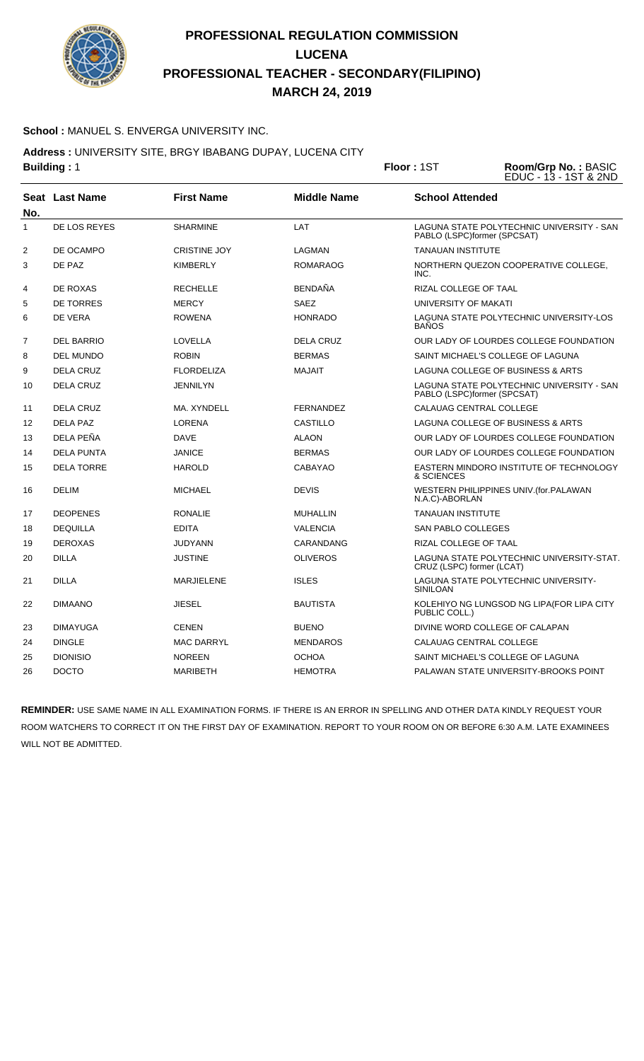# PROFESSIONAL REGULATION COMMISSION
## LUCENA
## PROFESSIONAL TEACHER - SECONDARY(FILIPINO)
## MARCH 24, 2019

**School :** MANUEL S. ENVERGA UNIVERSITY INC.

**Address :** UNIVERSITY SITE, BRGY IBABANG DUPAY, LUCENA CITY

**Building :** 1 **Floor :** 1ST **Room/Grp No. :** BASIC EDUC - 13 - 1ST & 2ND

| Seat No. | Last Name | First Name | Middle Name | School Attended |
|---|---|---|---|---|
| 1 | DE LOS REYES | SHARMINE | LAT | LAGUNA STATE POLYTECHNIC UNIVERSITY - SAN PABLO (LSPC)former (SPCSAT) |
| 2 | DE OCAMPO | CRISTINE JOY | LAGMAN | TANAUAN INSTITUTE |
| 3 | DE PAZ | KIMBERLY | ROMARAOG | NORTHERN QUEZON COOPERATIVE COLLEGE, INC. |
| 4 | DE ROXAS | RECHELLE | BENDAÑA | RIZAL COLLEGE OF TAAL |
| 5 | DE TORRES | MERCY | SAEZ | UNIVERSITY OF MAKATI |
| 6 | DE VERA | ROWENA | HONRADO | LAGUNA STATE POLYTECHNIC UNIVERSITY-LOS BAÑOS |
| 7 | DEL BARRIO | LOVELLA | DELA CRUZ | OUR LADY OF LOURDES COLLEGE FOUNDATION |
| 8 | DEL MUNDO | ROBIN | BERMAS | SAINT MICHAEL'S COLLEGE OF LAGUNA |
| 9 | DELA CRUZ | FLORDELIZA | MAJAIT | LAGUNA COLLEGE OF BUSINESS & ARTS |
| 10 | DELA CRUZ | JENNILYN | | LAGUNA STATE POLYTECHNIC UNIVERSITY - SAN PABLO (LSPC)former (SPCSAT) |
| 11 | DELA CRUZ | MA. XYNDELL | FERNANDEZ | CALAUAG CENTRAL COLLEGE |
| 12 | DELA PAZ | LORENA | CASTILLO | LAGUNA COLLEGE OF BUSINESS & ARTS |
| 13 | DELA PEÑA | DAVE | ALAON | OUR LADY OF LOURDES COLLEGE FOUNDATION |
| 14 | DELA PUNTA | JANICE | BERMAS | OUR LADY OF LOURDES COLLEGE FOUNDATION |
| 15 | DELA TORRE | HAROLD | CABAYAO | EASTERN MINDORO INSTITUTE OF TECHNOLOGY & SCIENCES |
| 16 | DELIM | MICHAEL | DEVIS | WESTERN PHILIPPINES UNIV.(for.PALAWAN N.A.C)-ABORLAN |
| 17 | DEOPENES | RONALIE | MUHALLIN | TANAUAN INSTITUTE |
| 18 | DEQUILLA | EDITA | VALENCIA | SAN PABLO COLLEGES |
| 19 | DEROXAS | JUDYANN | CARANDANG | RIZAL COLLEGE OF TAAL |
| 20 | DILLA | JUSTINE | OLIVEROS | LAGUNA STATE POLYTECHNIC UNIVERSITY-STAT. CRUZ (LSPC) former (LCAT) |
| 21 | DILLA | MARJIELENE | ISLES | LAGUNA STATE POLYTECHNIC UNIVERSITY-SINILOAN |
| 22 | DIMAANO | JIESEL | BAUTISTA | KOLEHIYO NG LUNGSOD NG LIPA(FOR LIPA CITY PUBLIC COLL.) |
| 23 | DIMAYUGA | CENEN | BUENO | DIVINE WORD COLLEGE OF CALAPAN |
| 24 | DINGLE | MAC DARRYL | MENDAROS | CALAUAG CENTRAL COLLEGE |
| 25 | DIONISIO | NOREEN | OCHOA | SAINT MICHAEL'S COLLEGE OF LAGUNA |
| 26 | DOCTO | MARIBETH | HEMOTRA | PALAWAN STATE UNIVERSITY-BROOKS POINT |

**REMINDER:** USE SAME NAME IN ALL EXAMINATION FORMS. IF THERE IS AN ERROR IN SPELLING AND OTHER DATA KINDLY REQUEST YOUR ROOM WATCHERS TO CORRECT IT ON THE FIRST DAY OF EXAMINATION. REPORT TO YOUR ROOM ON OR BEFORE 6:30 A.M. LATE EXAMINEES WILL NOT BE ADMITTED.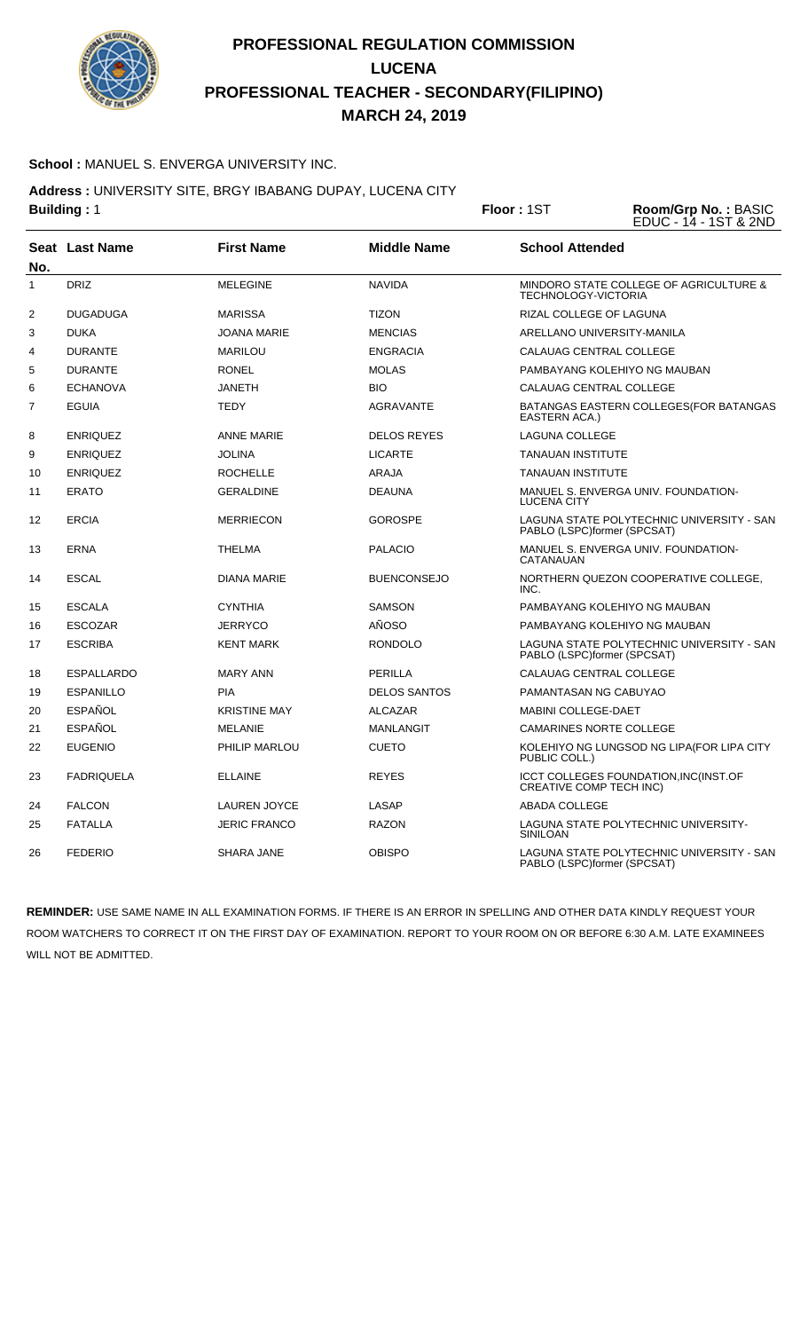# PROFESSIONAL REGULATION COMMISSION
# LUCENA
# PROFESSIONAL TEACHER - SECONDARY(FILIPINO)
# MARCH 24, 2019

**School :** MANUEL S. ENVERGA UNIVERSITY INC.

**Address :** UNIVERSITY SITE, BRGY IBABANG DUPAY, LUCENA CITY

**Building :** 1 **Floor :** 1ST **Room/Grp No. :** BASIC EDUC - 14 - 1ST & 2ND

| Seat No. | Last Name | First Name | Middle Name | School Attended |
|---|---|---|---|---|
| 1 | DRIZ | MELEGINE | NAVIDA | MINDORO STATE COLLEGE OF AGRICULTURE & TECHNOLOGY-VICTORIA |
| 2 | DUGADUGA | MARISSA | TIZON | RIZAL COLLEGE OF LAGUNA |
| 3 | DUKA | JOANA MARIE | MENCIAS | ARELLANO UNIVERSITY-MANILA |
| 4 | DURANTE | MARILOU | ENGRACIA | CALAUAG CENTRAL COLLEGE |
| 5 | DURANTE | RONEL | MOLAS | PAMBAYANG KOLEHIYO NG MAUBAN |
| 6 | ECHANOVA | JANETH | BIO | CALAUAG CENTRAL COLLEGE |
| 7 | EGUIA | TEDY | AGRAVANTE | BATANGAS EASTERN COLLEGES(FOR BATANGAS EASTERN ACA.) |
| 8 | ENRIQUEZ | ANNE MARIE | DELOS REYES | LAGUNA COLLEGE |
| 9 | ENRIQUEZ | JOLINA | LICARTE | TANAUAN INSTITUTE |
| 10 | ENRIQUEZ | ROCHELLE | ARAJA | TANAUAN INSTITUTE |
| 11 | ERATO | GERALDINE | DEAUNA | MANUEL S. ENVERGA UNIV. FOUNDATION-LUCENA CITY |
| 12 | ERCIA | MERRIECON | GOROSPE | LAGUNA STATE POLYTECHNIC UNIVERSITY - SAN PABLO (LSPC)former (SPCSAT) |
| 13 | ERNA | THELMA | PALACIO | MANUEL S. ENVERGA UNIV. FOUNDATION-CATANAUAN |
| 14 | ESCAL | DIANA MARIE | BUENCONSEJO | NORTHERN QUEZON COOPERATIVE COLLEGE, INC. |
| 15 | ESCALA | CYNTHIA | SAMSON | PAMBAYANG KOLEHIYO NG MAUBAN |
| 16 | ESCOZAR | JERRYCO | AÑOSO | PAMBAYANG KOLEHIYO NG MAUBAN |
| 17 | ESCRIBA | KENT MARK | RONDOLO | LAGUNA STATE POLYTECHNIC UNIVERSITY - SAN PABLO (LSPC)former (SPCSAT) |
| 18 | ESPALLARDO | MARY ANN | PERILLA | CALAUAG CENTRAL COLLEGE |
| 19 | ESPANILLO | PIA | DELOS SANTOS | PAMANTASAN NG CABUYAO |
| 20 | ESPAÑOL | KRISTINE MAY | ALCAZAR | MABINI COLLEGE-DAET |
| 21 | ESPAÑOL | MELANIE | MANLANGIT | CAMARINES NORTE COLLEGE |
| 22 | EUGENIO | PHILIP MARLOU | CUETO | KOLEHIYO NG LUNGSOD NG LIPA(FOR LIPA CITY PUBLIC COLL.) |
| 23 | FADRIQUELA | ELLAINE | REYES | ICCT COLLEGES FOUNDATION,INC(INST.OF CREATIVE COMP TECH INC) |
| 24 | FALCON | LAUREN JOYCE | LASAP | ABADA COLLEGE |
| 25 | FATALLA | JERIC FRANCO | RAZON | LAGUNA STATE POLYTECHNIC UNIVERSITY-SINILOAN |
| 26 | FEDERIO | SHARA JANE | OBISPO | LAGUNA STATE POLYTECHNIC UNIVERSITY - SAN PABLO (LSPC)former (SPCSAT) |

**REMINDER:** USE SAME NAME IN ALL EXAMINATION FORMS. IF THERE IS AN ERROR IN SPELLING AND OTHER DATA KINDLY REQUEST YOUR ROOM WATCHERS TO CORRECT IT ON THE FIRST DAY OF EXAMINATION. REPORT TO YOUR ROOM ON OR BEFORE 6:30 A.M. LATE EXAMINEES WILL NOT BE ADMITTED.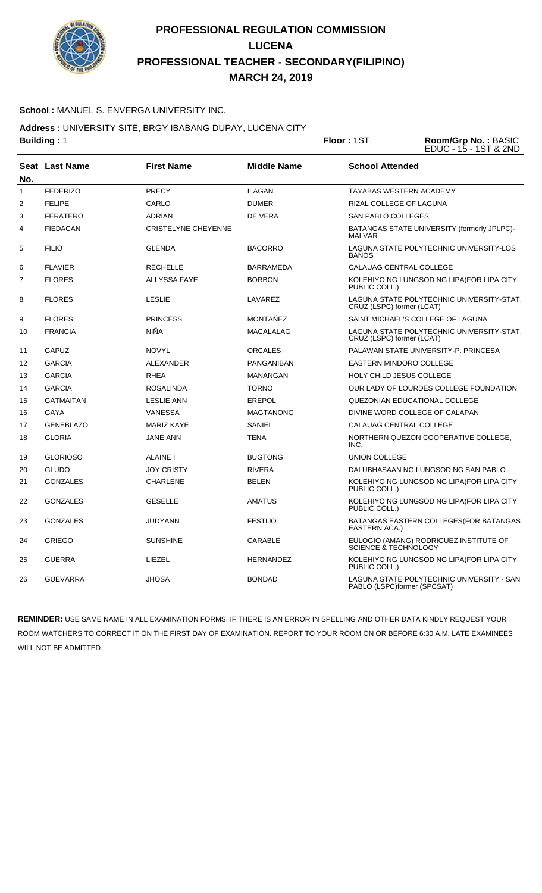# PROFESSIONAL REGULATION COMMISSION
## LUCENA
## PROFESSIONAL TEACHER - SECONDARY(FILIPINO)
## MARCH 24, 2019

**School :** MANUEL S. ENVERGA UNIVERSITY INC.

**Address :** UNIVERSITY SITE, BRGY IBABANG DUPAY, LUCENA CITY

**Building :** 1 **Floor :** 1ST **Room/Grp No. :** BASIC EDUC - 15 - 1ST & 2ND

| Seat No. | Last Name | First Name | Middle Name | School Attended |
|---|---|---|---|---|
| 1 | FEDERIZO | PRECY | ILAGAN | TAYABAS WESTERN ACADEMY |
| 2 | FELIPE | CARLO | DUMER | RIZAL COLLEGE OF LAGUNA |
| 3 | FERATERO | ADRIAN | DE VERA | SAN PABLO COLLEGES |
| 4 | FIEDACAN | CRISTELYNE CHEYENNE | | BATANGAS STATE UNIVERSITY (formerly JPLPC)-MALVAR |
| 5 | FILIO | GLENDA | BACORRO | LAGUNA STATE POLYTECHNIC UNIVERSITY-LOS BAÑOS |
| 6 | FLAVIER | RECHELLE | BARRAMEDA | CALAUAG CENTRAL COLLEGE |
| 7 | FLORES | ALLYSSA FAYE | BORBON | KOLEHIYO NG LUNGSOD NG LIPA(FOR LIPA CITY PUBLIC COLL.) |
| 8 | FLORES | LESLIE | LAVAREZ | LAGUNA STATE POLYTECHNIC UNIVERSITY-STAT. CRUZ (LSPC) former (LCAT) |
| 9 | FLORES | PRINCESS | MONTAÑEZ | SAINT MICHAEL'S COLLEGE OF LAGUNA |
| 10 | FRANCIA | NIÑA | MACALALAG | LAGUNA STATE POLYTECHNIC UNIVERSITY-STAT. CRUZ (LSPC) former (LCAT) |
| 11 | GAPUZ | NOVYL | ORCALES | PALAWAN STATE UNIVERSITY-P. PRINCESA |
| 12 | GARCIA | ALEXANDER | PANGANIBAN | EASTERN MINDORO COLLEGE |
| 13 | GARCIA | RHEA | MANANGAN | HOLY CHILD JESUS COLLEGE |
| 14 | GARCIA | ROSALINDA | TORNO | OUR LADY OF LOURDES COLLEGE FOUNDATION |
| 15 | GATMAITAN | LESLIE ANN | EREPOL | QUEZONIAN EDUCATIONAL COLLEGE |
| 16 | GAYA | VANESSA | MAGTANONG | DIVINE WORD COLLEGE OF CALAPAN |
| 17 | GENEBLAZO | MARIZ KAYE | SANIEL | CALAUAG CENTRAL COLLEGE |
| 18 | GLORIA | JANE ANN | TENA | NORTHERN QUEZON COOPERATIVE COLLEGE, INC. |
| 19 | GLORIOSO | ALAINE I | BUGTONG | UNION COLLEGE |
| 20 | GLUDO | JOY CRISTY | RIVERA | DALUBHASAAN NG LUNGSOD NG SAN PABLO |
| 21 | GONZALES | CHARLENE | BELEN | KOLEHIYO NG LUNGSOD NG LIPA(FOR LIPA CITY PUBLIC COLL.) |
| 22 | GONZALES | GESELLE | AMATUS | KOLEHIYO NG LUNGSOD NG LIPA(FOR LIPA CITY PUBLIC COLL.) |
| 23 | GONZALES | JUDYANN | FESTIJO | BATANGAS EASTERN COLLEGES(FOR BATANGAS EASTERN ACA.) |
| 24 | GRIEGO | SUNSHINE | CARABLE | EULOGIO (AMANG) RODRIGUEZ INSTITUTE OF SCIENCE & TECHNOLOGY |
| 25 | GUERRA | LIEZEL | HERNANDEZ | KOLEHIYO NG LUNGSOD NG LIPA(FOR LIPA CITY PUBLIC COLL.) |
| 26 | GUEVARRA | JHOSA | BONDAD | LAGUNA STATE POLYTECHNIC UNIVERSITY - SAN PABLO (LSPC)former (SPCSAT) |

**REMINDER:** USE SAME NAME IN ALL EXAMINATION FORMS. IF THERE IS AN ERROR IN SPELLING AND OTHER DATA KINDLY REQUEST YOUR ROOM WATCHERS TO CORRECT IT ON THE FIRST DAY OF EXAMINATION. REPORT TO YOUR ROOM ON OR BEFORE 6:30 A.M. LATE EXAMINEES WILL NOT BE ADMITTED.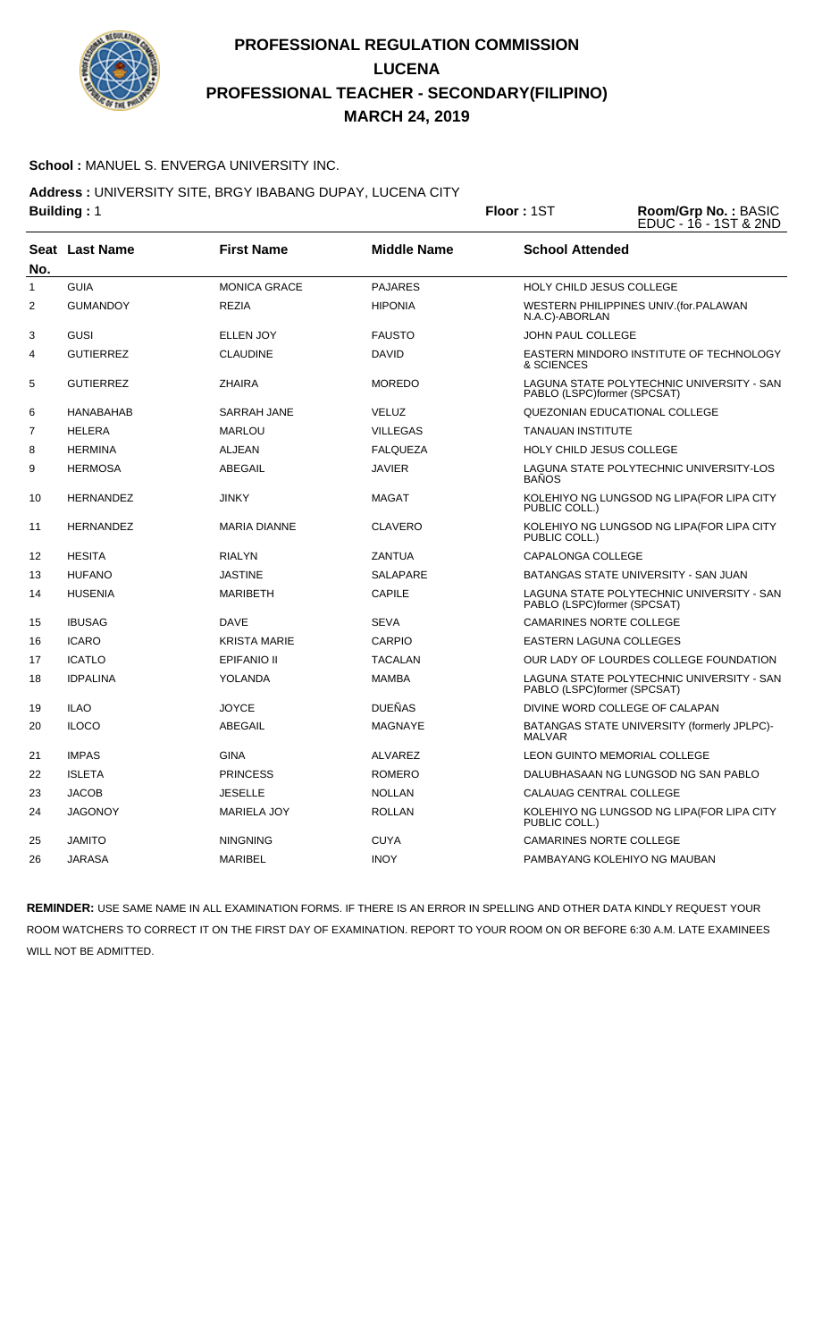# PROFESSIONAL REGULATION COMMISSION
# LUCENA
# PROFESSIONAL TEACHER - SECONDARY(FILIPINO)
# MARCH 24, 2019

**School :** MANUEL S. ENVERGA UNIVERSITY INC.

**Address :** UNIVERSITY SITE, BRGY IBABANG DUPAY, LUCENA CITY

**Building :** 1 **Floor :** 1ST **Room/Grp No. :** BASIC EDUC - 16 - 1ST & 2ND

| Seat No. | Last Name | First Name | Middle Name | School Attended |
|---|---|---|---|---|
| 1 | GUIA | MONICA GRACE | PAJARES | HOLY CHILD JESUS COLLEGE |
| 2 | GUMANDOY | REZIA | HIPONIA | WESTERN PHILIPPINES UNIV.(for.PALAWAN N.A.C)-ABORLAN |
| 3 | GUSI | ELLEN JOY | FAUSTO | JOHN PAUL COLLEGE |
| 4 | GUTIERREZ | CLAUDINE | DAVID | EASTERN MINDORO INSTITUTE OF TECHNOLOGY & SCIENCES |
| 5 | GUTIERREZ | ZHAIRA | MOREDO | LAGUNA STATE POLYTECHNIC UNIVERSITY - SAN PABLO (LSPC)former (SPCSAT) |
| 6 | HANABAHAB | SARRAH JANE | VELUZ | QUEZONIAN EDUCATIONAL COLLEGE |
| 7 | HELERA | MARLOU | VILLEGAS | TANAUAN INSTITUTE |
| 8 | HERMINA | ALJEAN | FALQUEZA | HOLY CHILD JESUS COLLEGE |
| 9 | HERMOSA | ABEGAIL | JAVIER | LAGUNA STATE POLYTECHNIC UNIVERSITY-LOS BAÑOS |
| 10 | HERNANDEZ | JINKY | MAGAT | KOLEHIYO NG LUNGSOD NG LIPA(FOR LIPA CITY PUBLIC COLL.) |
| 11 | HERNANDEZ | MARIA DIANNE | CLAVERO | KOLEHIYO NG LUNGSOD NG LIPA(FOR LIPA CITY PUBLIC COLL.) |
| 12 | HESITA | RIALYN | ZANTUA | CAPALONGA COLLEGE |
| 13 | HUFANO | JASTINE | SALAPARE | BATANGAS STATE UNIVERSITY - SAN JUAN |
| 14 | HUSENIA | MARIBETH | CAPILE | LAGUNA STATE POLYTECHNIC UNIVERSITY - SAN PABLO (LSPC)former (SPCSAT) |
| 15 | IBUSAG | DAVE | SEVA | CAMARINES NORTE COLLEGE |
| 16 | ICARO | KRISTA MARIE | CARPIO | EASTERN LAGUNA COLLEGES |
| 17 | ICATLO | EPIFANIO II | TACALAN | OUR LADY OF LOURDES COLLEGE FOUNDATION |
| 18 | IDPALINA | YOLANDA | MAMBA | LAGUNA STATE POLYTECHNIC UNIVERSITY - SAN PABLO (LSPC)former (SPCSAT) |
| 19 | ILAO | JOYCE | DUEÑAS | DIVINE WORD COLLEGE OF CALAPAN |
| 20 | ILOCO | ABEGAIL | MAGNAYE | BATANGAS STATE UNIVERSITY (formerly JPLPC)-MALVAR |
| 21 | IMPAS | GINA | ALVAREZ | LEON GUINTO MEMORIAL COLLEGE |
| 22 | ISLETA | PRINCESS | ROMERO | DALUBHASAAN NG LUNGSOD NG SAN PABLO |
| 23 | JACOB | JESELLE | NOLLAN | CALAUAG CENTRAL COLLEGE |
| 24 | JAGONOY | MARIELA JOY | ROLLAN | KOLEHIYO NG LUNGSOD NG LIPA(FOR LIPA CITY PUBLIC COLL.) |
| 25 | JAMITO | NINGNING | CUYA | CAMARINES NORTE COLLEGE |
| 26 | JARASA | MARIBEL | INOY | PAMBAYANG KOLEHIYO NG MAUBAN |

**REMINDER:** USE SAME NAME IN ALL EXAMINATION FORMS. IF THERE IS AN ERROR IN SPELLING AND OTHER DATA KINDLY REQUEST YOUR ROOM WATCHERS TO CORRECT IT ON THE FIRST DAY OF EXAMINATION. REPORT TO YOUR ROOM ON OR BEFORE 6:30 A.M. LATE EXAMINEES WILL NOT BE ADMITTED.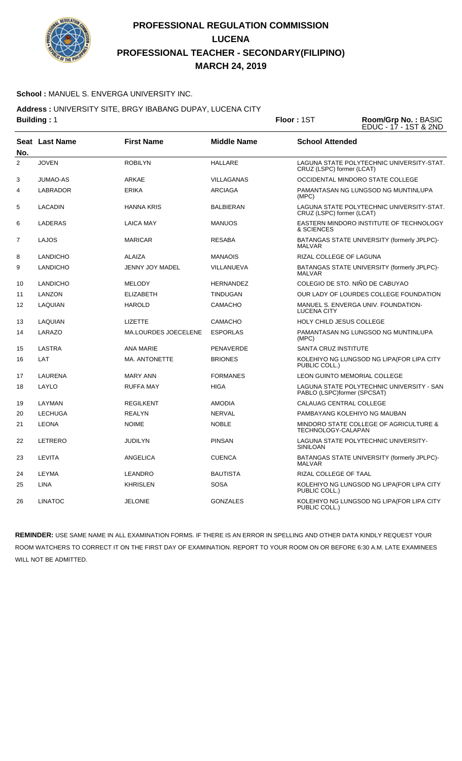# PROFESSIONAL REGULATION COMMISSION
# LUCENA
# PROFESSIONAL TEACHER - SECONDARY(FILIPINO)
# MARCH 24, 2019

**School :** MANUEL S. ENVERGA UNIVERSITY INC.

**Address :** UNIVERSITY SITE, BRGY IBABANG DUPAY, LUCENA CITY

**Building :** 1 **Floor :** 1ST **Room/Grp No. :** BASIC EDUC - 17 - 1ST & 2ND

| Seat No. | Last Name | First Name | Middle Name | School Attended |
|---|---|---|---|---|
| 2 | JOVEN | ROBILYN | HALLARE | LAGUNA STATE POLYTECHNIC UNIVERSITY-STAT. CRUZ (LSPC) former (LCAT) |
| 3 | JUMAO-AS | ARKAE | VILLAGANAS | OCCIDENTAL MINDORO STATE COLLEGE |
| 4 | LABRADOR | ERIKA | ARCIAGA | PAMANTASAN NG LUNGSOD NG MUNTINLUPA (MPC) |
| 5 | LACADIN | HANNA KRIS | BALBIERAN | LAGUNA STATE POLYTECHNIC UNIVERSITY-STAT. CRUZ (LSPC) former (LCAT) |
| 6 | LADERAS | LAICA MAY | MANUOS | EASTERN MINDORO INSTITUTE OF TECHNOLOGY & SCIENCES |
| 7 | LAJOS | MARICAR | RESABA | BATANGAS STATE UNIVERSITY (formerly JPLPC)-MALVAR |
| 8 | LANDICHO | ALAIZA | MANAOIS | RIZAL COLLEGE OF LAGUNA |
| 9 | LANDICHO | JENNY JOY MADEL | VILLANUEVA | BATANGAS STATE UNIVERSITY (formerly JPLPC)-MALVAR |
| 10 | LANDICHO | MELODY | HERNANDEZ | COLEGIO DE STO. NIÑO DE CABUYAO |
| 11 | LANZON | ELIZABETH | TINDUGAN | OUR LADY OF LOURDES COLLEGE FOUNDATION |
| 12 | LAQUIAN | HAROLD | CAMACHO | MANUEL S. ENVERGA UNIV. FOUNDATION-LUCENA CITY |
| 13 | LAQUIAN | LIZETTE | CAMACHO | HOLY CHILD JESUS COLLEGE |
| 14 | LARAZO | MA.LOURDES JOECELENE | ESPORLAS | PAMANTASAN NG LUNGSOD NG MUNTINLUPA (MPC) |
| 15 | LASTRA | ANA MARIE | PENAVERDE | SANTA CRUZ INSTITUTE |
| 16 | LAT | MA. ANTONETTE | BRIONES | KOLEHIYO NG LUNGSOD NG LIPA(FOR LIPA CITY PUBLIC COLL.) |
| 17 | LAURENA | MARY ANN | FORMANES | LEON GUINTO MEMORIAL COLLEGE |
| 18 | LAYLO | RUFFA MAY | HIGA | LAGUNA STATE POLYTECHNIC UNIVERSITY - SAN PABLO (LSPC)former (SPCSAT) |
| 19 | LAYMAN | REGILKENT | AMODIA | CALAUAG CENTRAL COLLEGE |
| 20 | LECHUGA | REALYN | NERVAL | PAMBAYANG KOLEHIYO NG MAUBAN |
| 21 | LEONA | NOIME | NOBLE | MINDORO STATE COLLEGE OF AGRICULTURE & TECHNOLOGY-CALAPAN |
| 22 | LETRERO | JUDILYN | PINSAN | LAGUNA STATE POLYTECHNIC UNIVERSITY-SINILOAN |
| 23 | LEVITA | ANGELICA | CUENCA | BATANGAS STATE UNIVERSITY (formerly JPLPC)-MALVAR |
| 24 | LEYMA | LEANDRO | BAUTISTA | RIZAL COLLEGE OF TAAL |
| 25 | LINA | KHRISLEN | SOSA | KOLEHIYO NG LUNGSOD NG LIPA(FOR LIPA CITY PUBLIC COLL.) |
| 26 | LINATOC | JELONIE | GONZALES | KOLEHIYO NG LUNGSOD NG LIPA(FOR LIPA CITY PUBLIC COLL.) |

**REMINDER:** USE SAME NAME IN ALL EXAMINATION FORMS. IF THERE IS AN ERROR IN SPELLING AND OTHER DATA KINDLY REQUEST YOUR ROOM WATCHERS TO CORRECT IT ON THE FIRST DAY OF EXAMINATION. REPORT TO YOUR ROOM ON OR BEFORE 6:30 A.M. LATE EXAMINEES WILL NOT BE ADMITTED.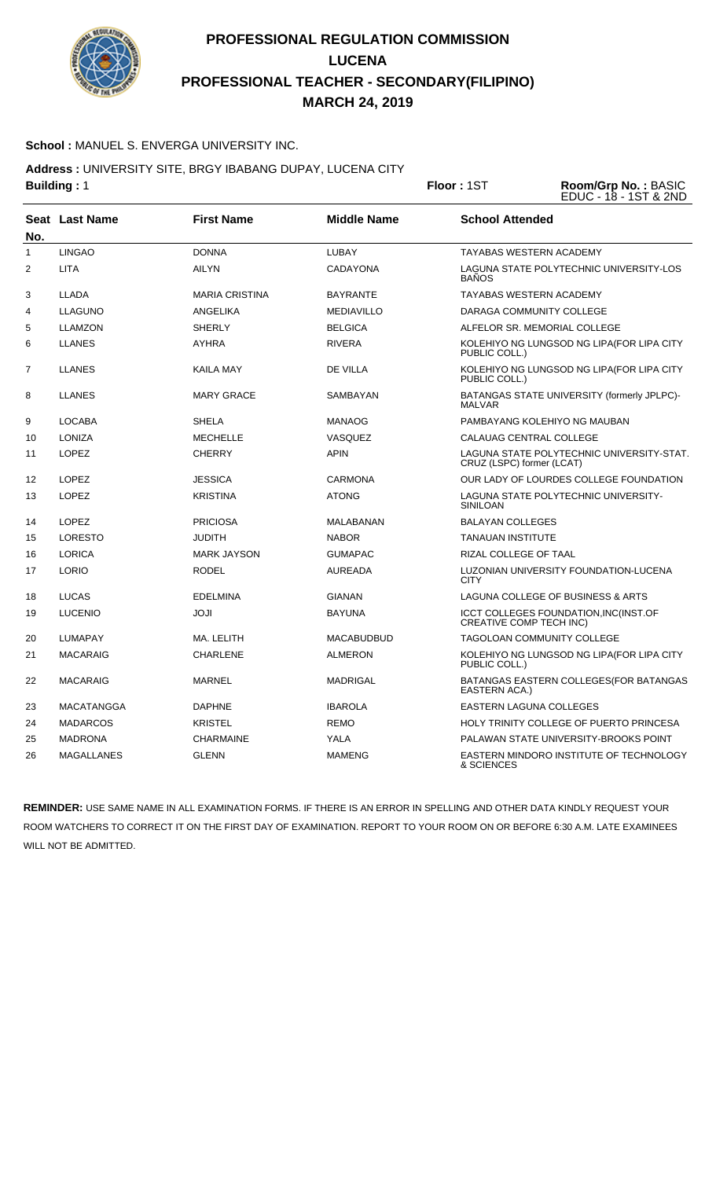# PROFESSIONAL REGULATION COMMISSION
# LUCENA
# PROFESSIONAL TEACHER - SECONDARY(FILIPINO)
# MARCH 24, 2019

**School :** MANUEL S. ENVERGA UNIVERSITY INC.

**Address :** UNIVERSITY SITE, BRGY IBABANG DUPAY, LUCENA CITY

**Building :** 1 **Floor :** 1ST **Room/Grp No. :** BASIC EDUC - 18 - 1ST & 2ND

| Seat No. | Last Name | First Name | Middle Name | School Attended |
|---|---|---|---|---|
| 1 | LINGAO | DONNA | LUBAY | TAYABAS WESTERN ACADEMY |
| 2 | LITA | AILYN | CADAYONA | LAGUNA STATE POLYTECHNIC UNIVERSITY-LOS BAÑOS |
| 3 | LLADA | MARIA CRISTINA | BAYRANTE | TAYABAS WESTERN ACADEMY |
| 4 | LLAGUNO | ANGELIKA | MEDIAVILLO | DARAGA COMMUNITY COLLEGE |
| 5 | LLAMZON | SHERLY | BELGICA | ALFELOR SR. MEMORIAL COLLEGE |
| 6 | LLANES | AYHRA | RIVERA | KOLEHIYO NG LUNGSOD NG LIPA(FOR LIPA CITY PUBLIC COLL.) |
| 7 | LLANES | KAILA MAY | DE VILLA | KOLEHIYO NG LUNGSOD NG LIPA(FOR LIPA CITY PUBLIC COLL.) |
| 8 | LLANES | MARY GRACE | SAMBAYAN | BATANGAS STATE UNIVERSITY (formerly JPLPC)-MALVAR |
| 9 | LOCABA | SHELA | MANAOG | PAMBAYANG KOLEHIYO NG MAUBAN |
| 10 | LONIZA | MECHELLE | VASQUEZ | CALAUAG CENTRAL COLLEGE |
| 11 | LOPEZ | CHERRY | APIN | LAGUNA STATE POLYTECHNIC UNIVERSITY-STAT. CRUZ (LSPC) former (LCAT) |
| 12 | LOPEZ | JESSICA | CARMONA | OUR LADY OF LOURDES COLLEGE FOUNDATION |
| 13 | LOPEZ | KRISTINA | ATONG | LAGUNA STATE POLYTECHNIC UNIVERSITY-SINILOAN |
| 14 | LOPEZ | PRICIOSA | MALABANAN | BALAYAN COLLEGES |
| 15 | LORESTO | JUDITH | NABOR | TANAUAN INSTITUTE |
| 16 | LORICA | MARK JAYSON | GUMAPAC | RIZAL COLLEGE OF TAAL |
| 17 | LORIO | RODEL | AUREADA | LUZONIAN UNIVERSITY FOUNDATION-LUCENA CITY |
| 18 | LUCAS | EDELMINA | GIANAN | LAGUNA COLLEGE OF BUSINESS & ARTS |
| 19 | LUCENIO | JOJI | BAYUNA | ICCT COLLEGES FOUNDATION,INC(INST.OF CREATIVE COMP TECH INC) |
| 20 | LUMAPAY | MA. LELITH | MACABUDBUD | TAGOLOAN COMMUNITY COLLEGE |
| 21 | MACARAIG | CHARLENE | ALMERON | KOLEHIYO NG LUNGSOD NG LIPA(FOR LIPA CITY PUBLIC COLL.) |
| 22 | MACARAIG | MARNEL | MADRIGAL | BATANGAS EASTERN COLLEGES(FOR BATANGAS EASTERN ACA.) |
| 23 | MACATANGGA | DAPHNE | IBAROLA | EASTERN LAGUNA COLLEGES |
| 24 | MADARCOS | KRISTEL | REMO | HOLY TRINITY COLLEGE OF PUERTO PRINCESA |
| 25 | MADRONA | CHARMAINE | YALA | PALAWAN STATE UNIVERSITY-BROOKS POINT |
| 26 | MAGALLANES | GLENN | MAMENG | EASTERN MINDORO INSTITUTE OF TECHNOLOGY & SCIENCES |

**REMINDER:** USE SAME NAME IN ALL EXAMINATION FORMS. IF THERE IS AN ERROR IN SPELLING AND OTHER DATA KINDLY REQUEST YOUR ROOM WATCHERS TO CORRECT IT ON THE FIRST DAY OF EXAMINATION. REPORT TO YOUR ROOM ON OR BEFORE 6:30 A.M. LATE EXAMINEES WILL NOT BE ADMITTED.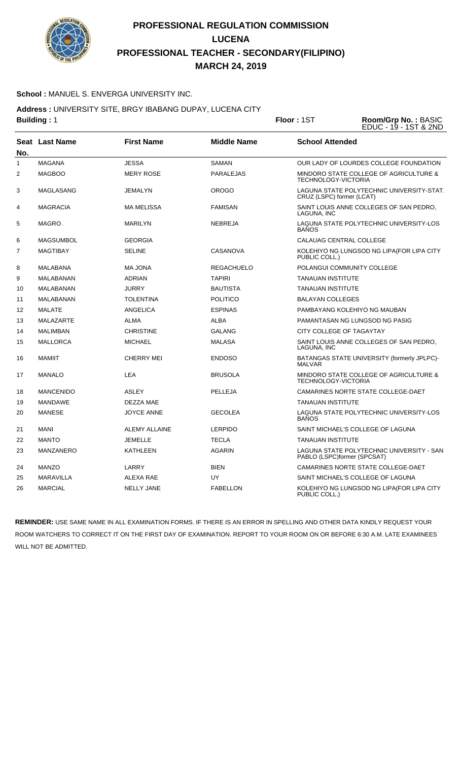# PROFESSIONAL REGULATION COMMISSION
## LUCENA
## PROFESSIONAL TEACHER - SECONDARY(FILIPINO)
## MARCH 24, 2019

**School :** MANUEL S. ENVERGA UNIVERSITY INC.

**Address :** UNIVERSITY SITE, BRGY IBABANG DUPAY, LUCENA CITY

**Building :** 1 **Floor :** 1ST **Room/Grp No. :** BASIC EDUC - 19 - 1ST & 2ND

| Seat No. | Last Name | First Name | Middle Name | School Attended |
|---|---|---|---|---|
| 1 | MAGANA | JESSA | SAMAN | OUR LADY OF LOURDES COLLEGE FOUNDATION |
| 2 | MAGBOO | MERY ROSE | PARALEJAS | MINDORO STATE COLLEGE OF AGRICULTURE & TECHNOLOGY-VICTORIA |
| 3 | MAGLASANG | JEMALYN | OROGO | LAGUNA STATE POLYTECHNIC UNIVERSITY-STAT. CRUZ (LSPC) former (LCAT) |
| 4 | MAGRACIA | MA MELISSA | FAMISAN | SAINT LOUIS ANNE COLLEGES OF SAN PEDRO, LAGUNA, INC |
| 5 | MAGRO | MARILYN | NEBREJA | LAGUNA STATE POLYTECHNIC UNIVERSITY-LOS BAÑOS |
| 6 | MAGSUMBOL | GEORGIA | | CALAUAG CENTRAL COLLEGE |
| 7 | MAGTIBAY | SELINE | CASANOVA | KOLEHIYO NG LUNGSOD NG LIPA(FOR LIPA CITY PUBLIC COLL.) |
| 8 | MALABANA | MA JONA | REGACHUELO | POLANGUI COMMUNITY COLLEGE |
| 9 | MALABANAN | ADRIAN | TAPIRI | TANAUAN INSTITUTE |
| 10 | MALABANAN | JURRY | BAUTISTA | TANAUAN INSTITUTE |
| 11 | MALABANAN | TOLENTINA | POLITICO | BALAYAN COLLEGES |
| 12 | MALATE | ANGELICA | ESPINAS | PAMBAYANG KOLEHIYO NG MAUBAN |
| 13 | MALAZARTE | ALMA | ALBA | PAMANTASAN NG LUNGSOD NG PASIG |
| 14 | MALIMBAN | CHRISTINE | GALANG | CITY COLLEGE OF TAGAYTAY |
| 15 | MALLORCA | MICHAEL | MALASA | SAINT LOUIS ANNE COLLEGES OF SAN PEDRO, LAGUNA, INC |
| 16 | MAMIIT | CHERRY MEI | ENDOSO | BATANGAS STATE UNIVERSITY (formerly JPLPC)-MALVAR |
| 17 | MANALO | LEA | BRUSOLA | MINDORO STATE COLLEGE OF AGRICULTURE & TECHNOLOGY-VICTORIA |
| 18 | MANCENIDO | ASLEY | PELLEJA | CAMARINES NORTE STATE COLLEGE-DAET |
| 19 | MANDAWE | DEZZA MAE | | TANAUAN INSTITUTE |
| 20 | MANESE | JOYCE ANNE | GECOLEA | LAGUNA STATE POLYTECHNIC UNIVERSITY-LOS BAÑOS |
| 21 | MANI | ALEMY ALLAINE | LERPIDO | SAINT MICHAEL'S COLLEGE OF LAGUNA |
| 22 | MANTO | JEMELLE | TECLA | TANAUAN INSTITUTE |
| 23 | MANZANERO | KATHLEEN | AGARIN | LAGUNA STATE POLYTECHNIC UNIVERSITY - SAN PABLO (LSPC)former (SPCSAT) |
| 24 | MANZO | LARRY | BIEN | CAMARINES NORTE STATE COLLEGE-DAET |
| 25 | MARAVILLA | ALEXA RAE | UY | SAINT MICHAEL'S COLLEGE OF LAGUNA |
| 26 | MARCIAL | NELLY JANE | FABELLON | KOLEHIYO NG LUNGSOD NG LIPA(FOR LIPA CITY PUBLIC COLL.) |

**REMINDER:** USE SAME NAME IN ALL EXAMINATION FORMS. IF THERE IS AN ERROR IN SPELLING AND OTHER DATA KINDLY REQUEST YOUR ROOM WATCHERS TO CORRECT IT ON THE FIRST DAY OF EXAMINATION. REPORT TO YOUR ROOM ON OR BEFORE 6:30 A.M. LATE EXAMINEES WILL NOT BE ADMITTED.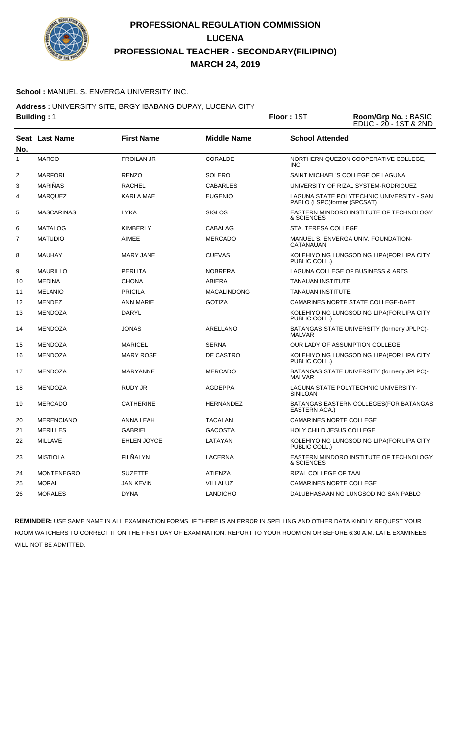# PROFESSIONAL REGULATION COMMISSION
## LUCENA
## PROFESSIONAL TEACHER - SECONDARY(FILIPINO)
## MARCH 24, 2019

**School :** MANUEL S. ENVERGA UNIVERSITY INC.

**Address :** UNIVERSITY SITE, BRGY IBABANG DUPAY, LUCENA CITY

**Building :** 1 **Floor :** 1ST **Room/Grp No. :** BASIC EDUC - 20 - 1ST & 2ND

| Seat No. | Last Name | First Name | Middle Name | School Attended |
|---|---|---|---|---|
| 1 | MARCO | FROILAN JR | CORALDE | NORTHERN QUEZON COOPERATIVE COLLEGE, INC. |
| 2 | MARFORI | RENZO | SOLERO | SAINT MICHAEL'S COLLEGE OF LAGUNA |
| 3 | MARIÑAS | RACHEL | CABARLES | UNIVERSITY OF RIZAL SYSTEM-RODRIGUEZ |
| 4 | MARQUEZ | KARLA MAE | EUGENIO | LAGUNA STATE POLYTECHNIC UNIVERSITY - SAN PABLO (LSPC)former (SPCSAT) |
| 5 | MASCARINAS | LYKA | SIGLOS | EASTERN MINDORO INSTITUTE OF TECHNOLOGY & SCIENCES |
| 6 | MATALOG | KIMBERLY | CABALAG | STA. TERESA COLLEGE |
| 7 | MATUDIO | AIMEE | MERCADO | MANUEL S. ENVERGA UNIV. FOUNDATION-CATANAUAN |
| 8 | MAUHAY | MARY JANE | CUEVAS | KOLEHIYO NG LUNGSOD NG LIPA(FOR LIPA CITY PUBLIC COLL.) |
| 9 | MAURILLO | PERLITA | NOBRERA | LAGUNA COLLEGE OF BUSINESS & ARTS |
| 10 | MEDINA | CHONA | ABIERA | TANAUAN INSTITUTE |
| 11 | MELANIO | PRICILA | MACALINDONG | TANAUAN INSTITUTE |
| 12 | MENDEZ | ANN MARIE | GOTIZA | CAMARINES NORTE STATE COLLEGE-DAET |
| 13 | MENDOZA | DARYL | | KOLEHIYO NG LUNGSOD NG LIPA(FOR LIPA CITY PUBLIC COLL.) |
| 14 | MENDOZA | JONAS | ARELLANO | BATANGAS STATE UNIVERSITY (formerly JPLPC)-MALVAR |
| 15 | MENDOZA | MARICEL | SERNA | OUR LADY OF ASSUMPTION COLLEGE |
| 16 | MENDOZA | MARY ROSE | DE CASTRO | KOLEHIYO NG LUNGSOD NG LIPA(FOR LIPA CITY PUBLIC COLL.) |
| 17 | MENDOZA | MARYANNE | MERCADO | BATANGAS STATE UNIVERSITY (formerly JPLPC)-MALVAR |
| 18 | MENDOZA | RUDY JR | AGDEPPA | LAGUNA STATE POLYTECHNIC UNIVERSITY-SINILOAN |
| 19 | MERCADO | CATHERINE | HERNANDEZ | BATANGAS EASTERN COLLEGES(FOR BATANGAS EASTERN ACA.) |
| 20 | MERENCIANO | ANNA LEAH | TACALAN | CAMARINES NORTE COLLEGE |
| 21 | MERILLES | GABRIEL | GACOSTA | HOLY CHILD JESUS COLLEGE |
| 22 | MILLAVE | EHLEN JOYCE | LATAYAN | KOLEHIYO NG LUNGSOD NG LIPA(FOR LIPA CITY PUBLIC COLL.) |
| 23 | MISTIOLA | FILÑALYN | LACERNA | EASTERN MINDORO INSTITUTE OF TECHNOLOGY & SCIENCES |
| 24 | MONTENEGRO | SUZETTE | ATIENZA | RIZAL COLLEGE OF TAAL |
| 25 | MORAL | JAN KEVIN | VILLALUZ | CAMARINES NORTE COLLEGE |
| 26 | MORALES | DYNA | LANDICHO | DALUBHASAAN NG LUNGSOD NG SAN PABLO |

**REMINDER:** USE SAME NAME IN ALL EXAMINATION FORMS. IF THERE IS AN ERROR IN SPELLING AND OTHER DATA KINDLY REQUEST YOUR ROOM WATCHERS TO CORRECT IT ON THE FIRST DAY OF EXAMINATION. REPORT TO YOUR ROOM ON OR BEFORE 6:30 A.M. LATE EXAMINEES WILL NOT BE ADMITTED.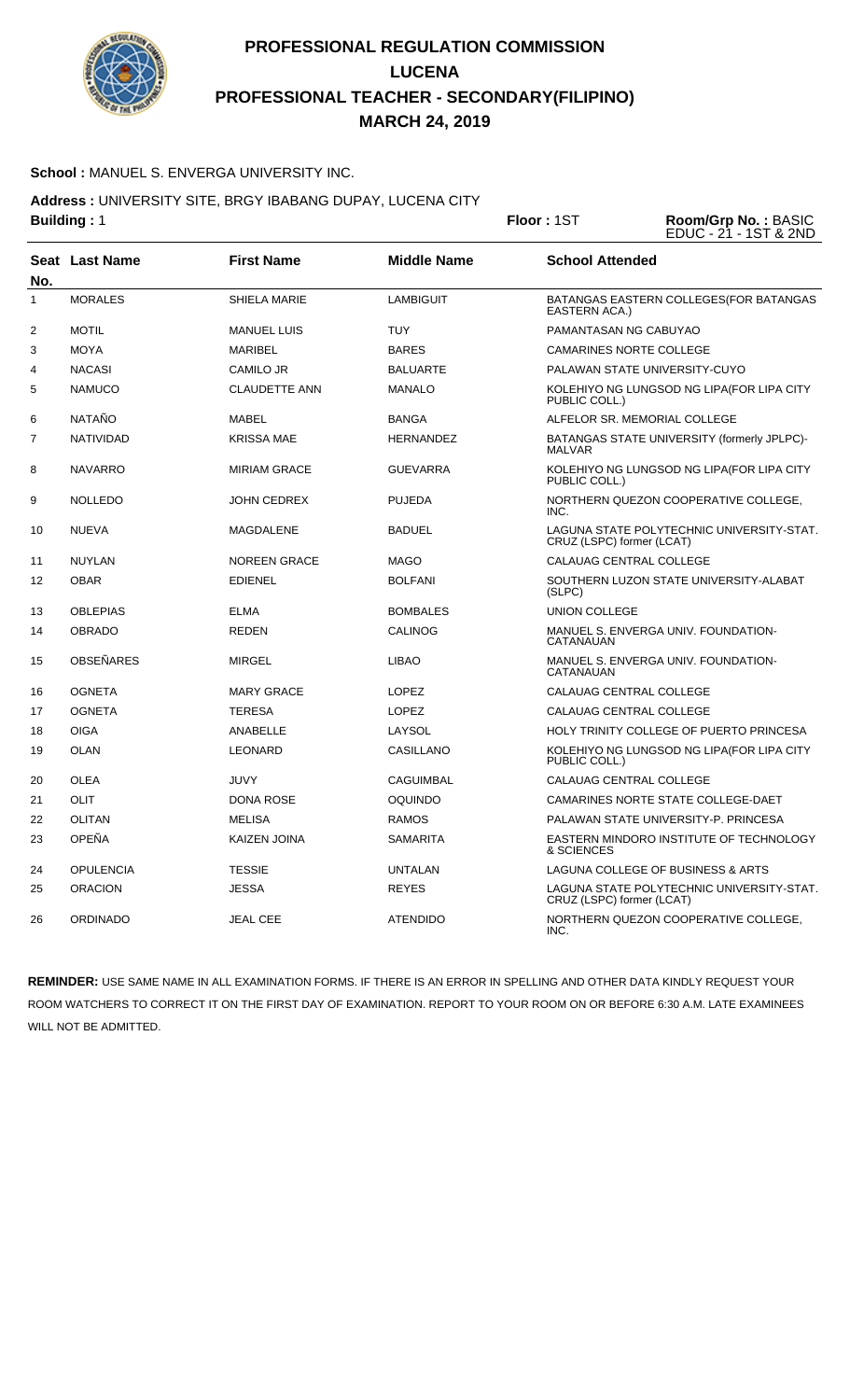# PROFESSIONAL REGULATION COMMISSION
## LUCENA
## PROFESSIONAL TEACHER - SECONDARY(FILIPINO)
## MARCH 24, 2019

**School :** MANUEL S. ENVERGA UNIVERSITY INC.

**Address :** UNIVERSITY SITE, BRGY IBABANG DUPAY, LUCENA CITY

**Building :** 1 **Floor :** 1ST **Room/Grp No. :** BASIC EDUC - 21 - 1ST & 2ND

| Seat No. | Last Name | First Name | Middle Name | School Attended |
|---|---|---|---|---|
| 1 | MORALES | SHIELA MARIE | LAMBIGUIT | BATANGAS EASTERN COLLEGES(FOR BATANGAS EASTERN ACA.) |
| 2 | MOTIL | MANUEL LUIS | TUY | PAMANTASAN NG CABUYAO |
| 3 | MOYA | MARIBEL | BARES | CAMARINES NORTE COLLEGE |
| 4 | NACASI | CAMILO JR | BALUARTE | PALAWAN STATE UNIVERSITY-CUYO |
| 5 | NAMUCO | CLAUDETTE ANN | MANALO | KOLEHIYO NG LUNGSOD NG LIPA(FOR LIPA CITY PUBLIC COLL.) |
| 6 | NATAÑO | MABEL | BANGA | ALFELOR SR. MEMORIAL COLLEGE |
| 7 | NATIVIDAD | KRISSA MAE | HERNANDEZ | BATANGAS STATE UNIVERSITY (formerly JPLPC)-MALVAR |
| 8 | NAVARRO | MIRIAM GRACE | GUEVARRA | KOLEHIYO NG LUNGSOD NG LIPA(FOR LIPA CITY PUBLIC COLL.) |
| 9 | NOLLEDO | JOHN CEDREX | PUJEDA | NORTHERN QUEZON COOPERATIVE COLLEGE, INC. |
| 10 | NUEVA | MAGDALENE | BADUEL | LAGUNA STATE POLYTECHNIC UNIVERSITY-STAT. CRUZ (LSPC) former (LCAT) |
| 11 | NUYLAN | NOREEN GRACE | MAGO | CALAUAG CENTRAL COLLEGE |
| 12 | OBAR | EDIENEL | BOLFANI | SOUTHERN LUZON STATE UNIVERSITY-ALABAT (SLPC) |
| 13 | OBLEPIAS | ELMA | BOMBALES | UNION COLLEGE |
| 14 | OBRADO | REDEN | CALINOG | MANUEL S. ENVERGA UNIV. FOUNDATION-CATANAUAN |
| 15 | OBSEÑARES | MIRGEL | LIBAO | MANUEL S. ENVERGA UNIV. FOUNDATION-CATANAUAN |
| 16 | OGNETA | MARY GRACE | LOPEZ | CALAUAG CENTRAL COLLEGE |
| 17 | OGNETA | TERESA | LOPEZ | CALAUAG CENTRAL COLLEGE |
| 18 | OIGA | ANABELLE | LAYSOL | HOLY TRINITY COLLEGE OF PUERTO PRINCESA |
| 19 | OLAN | LEONARD | CASILLANO | KOLEHIYO NG LUNGSOD NG LIPA(FOR LIPA CITY PUBLIC COLL.) |
| 20 | OLEA | JUVY | CAGUIMBAL | CALAUAG CENTRAL COLLEGE |
| 21 | OLIT | DONA ROSE | OQUINDO | CAMARINES NORTE STATE COLLEGE-DAET |
| 22 | OLITAN | MELISA | RAMOS | PALAWAN STATE UNIVERSITY-P. PRINCESA |
| 23 | OPEÑA | KAIZEN JOINA | SAMARITA | EASTERN MINDORO INSTITUTE OF TECHNOLOGY & SCIENCES |
| 24 | OPULENCIA | TESSIE | UNTALAN | LAGUNA COLLEGE OF BUSINESS & ARTS |
| 25 | ORACION | JESSA | REYES | LAGUNA STATE POLYTECHNIC UNIVERSITY-STAT. CRUZ (LSPC) former (LCAT) |
| 26 | ORDINADO | JEAL CEE | ATENDIDO | NORTHERN QUEZON COOPERATIVE COLLEGE, INC. |

**REMINDER:** USE SAME NAME IN ALL EXAMINATION FORMS. IF THERE IS AN ERROR IN SPELLING AND OTHER DATA KINDLY REQUEST YOUR ROOM WATCHERS TO CORRECT IT ON THE FIRST DAY OF EXAMINATION. REPORT TO YOUR ROOM ON OR BEFORE 6:30 A.M. LATE EXAMINEES WILL NOT BE ADMITTED.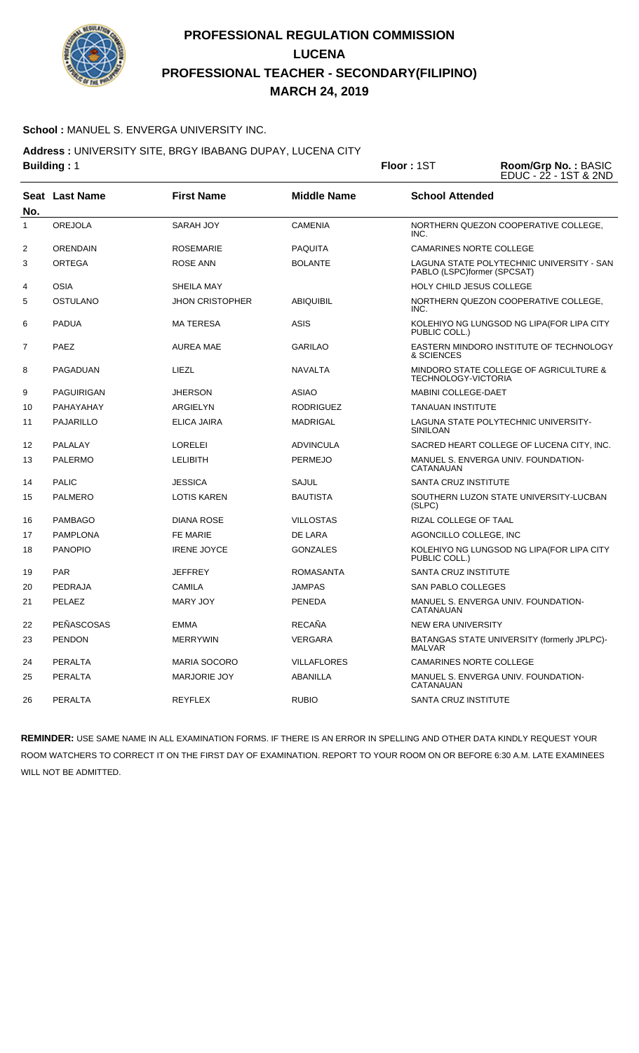# PROFESSIONAL REGULATION COMMISSION
## LUCENA
## PROFESSIONAL TEACHER - SECONDARY(FILIPINO)
## MARCH 24, 2019

**School :** MANUEL S. ENVERGA UNIVERSITY INC.

**Address :** UNIVERSITY SITE, BRGY IBABANG DUPAY, LUCENA CITY

**Building :** 1 **Floor :** 1ST **Room/Grp No. :** BASIC EDUC - 22 - 1ST & 2ND

| Seat No. | Last Name | First Name | Middle Name | School Attended |
|---|---|---|---|---|
| 1 | OREJOLA | SARAH JOY | CAMENIA | NORTHERN QUEZON COOPERATIVE COLLEGE, INC. |
| 2 | ORENDAIN | ROSEMARIE | PAQUITA | CAMARINES NORTE COLLEGE |
| 3 | ORTEGA | ROSE ANN | BOLANTE | LAGUNA STATE POLYTECHNIC UNIVERSITY - SAN PABLO (LSPC)former (SPCSAT) |
| 4 | OSIA | SHEILA MAY | | HOLY CHILD JESUS COLLEGE |
| 5 | OSTULANO | JHON CRISTOPHER | ABIQUIBIL | NORTHERN QUEZON COOPERATIVE COLLEGE, INC. |
| 6 | PADUA | MA TERESA | ASIS | KOLEHIYO NG LUNGSOD NG LIPA(FOR LIPA CITY PUBLIC COLL.) |
| 7 | PAEZ | AUREA MAE | GARILAO | EASTERN MINDORO INSTITUTE OF TECHNOLOGY & SCIENCES |
| 8 | PAGADUAN | LIEZL | NAVALTA | MINDORO STATE COLLEGE OF AGRICULTURE & TECHNOLOGY-VICTORIA |
| 9 | PAGUIRIGAN | JHERSON | ASIAO | MABINI COLLEGE-DAET |
| 10 | PAHAYAHAY | ARGIELYN | RODRIGUEZ | TANAUAN INSTITUTE |
| 11 | PAJARILLO | ELICA JAIRA | MADRIGAL | LAGUNA STATE POLYTECHNIC UNIVERSITY-SINILOAN |
| 12 | PALALAY | LORELEI | ADVINCULA | SACRED HEART COLLEGE OF LUCENA CITY, INC. |
| 13 | PALERMO | LELIBITH | PERMEJO | MANUEL S. ENVERGA UNIV. FOUNDATION-CATANAUAN |
| 14 | PALIC | JESSICA | SAJUL | SANTA CRUZ INSTITUTE |
| 15 | PALMERO | LOTIS KAREN | BAUTISTA | SOUTHERN LUZON STATE UNIVERSITY-LUCBAN (SLPC) |
| 16 | PAMBAGO | DIANA ROSE | VILLOSTAS | RIZAL COLLEGE OF TAAL |
| 17 | PAMPLONA | FE MARIE | DE LARA | AGONCILLO COLLEGE, INC |
| 18 | PANOPIO | IRENE JOYCE | GONZALES | KOLEHIYO NG LUNGSOD NG LIPA(FOR LIPA CITY PUBLIC COLL.) |
| 19 | PAR | JEFFREY | ROMASANTA | SANTA CRUZ INSTITUTE |
| 20 | PEDRAJA | CAMILA | JAMPAS | SAN PABLO COLLEGES |
| 21 | PELAEZ | MARY JOY | PENEDA | MANUEL S. ENVERGA UNIV. FOUNDATION-CATANAUAN |
| 22 | PEÑASCOSAS | EMMA | RECAÑA | NEW ERA UNIVERSITY |
| 23 | PENDON | MERRYWIN | VERGARA | BATANGAS STATE UNIVERSITY (formerly JPLPC)-MALVAR |
| 24 | PERALTA | MARIA SOCORO | VILLAFLORES | CAMARINES NORTE COLLEGE |
| 25 | PERALTA | MARJORIE JOY | ABANILLA | MANUEL S. ENVERGA UNIV. FOUNDATION-CATANAUAN |
| 26 | PERALTA | REYFLEX | RUBIO | SANTA CRUZ INSTITUTE |

**REMINDER:** USE SAME NAME IN ALL EXAMINATION FORMS. IF THERE IS AN ERROR IN SPELLING AND OTHER DATA KINDLY REQUEST YOUR ROOM WATCHERS TO CORRECT IT ON THE FIRST DAY OF EXAMINATION. REPORT TO YOUR ROOM ON OR BEFORE 6:30 A.M. LATE EXAMINEES WILL NOT BE ADMITTED.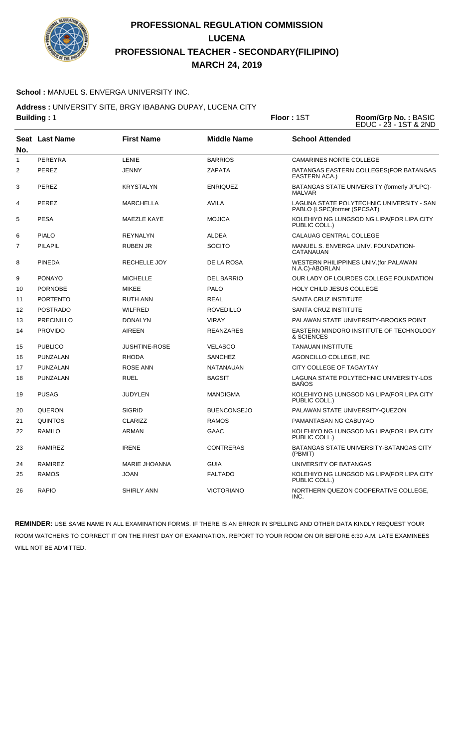# PROFESSIONAL REGULATION COMMISSION
# LUCENA
# PROFESSIONAL TEACHER - SECONDARY(FILIPINO)
# MARCH 24, 2019

**School :** MANUEL S. ENVERGA UNIVERSITY INC.

**Address :** UNIVERSITY SITE, BRGY IBABANG DUPAY, LUCENA CITY

**Building :** 1 **Floor :** 1ST **Room/Grp No. :** BASIC EDUC - 23 - 1ST & 2ND

| Seat No. | Last Name | First Name | Middle Name | School Attended |
|---|---|---|---|---|
| 1 | PEREYRA | LENIE | BARRIOS | CAMARINES NORTE COLLEGE |
| 2 | PEREZ | JENNY | ZAPATA | BATANGAS EASTERN COLLEGES(FOR BATANGAS EASTERN ACA.) |
| 3 | PEREZ | KRYSTALYN | ENRIQUEZ | BATANGAS STATE UNIVERSITY (formerly JPLPC)-MALVAR |
| 4 | PEREZ | MARCHELLA | AVILA | LAGUNA STATE POLYTECHNIC UNIVERSITY - SAN PABLO (LSPC)former (SPCSAT) |
| 5 | PESA | MAEZLE KAYE | MOJICA | KOLEHIYO NG LUNGSOD NG LIPA(FOR LIPA CITY PUBLIC COLL.) |
| 6 | PIALO | REYNALYN | ALDEA | CALAUAG CENTRAL COLLEGE |
| 7 | PILAPIL | RUBEN JR | SOCITO | MANUEL S. ENVERGA UNIV. FOUNDATION-CATANAUAN |
| 8 | PINEDA | RECHELLE JOY | DE LA ROSA | WESTERN PHILIPPINES UNIV.(for.PALAWAN N.A.C)-ABORLAN |
| 9 | PONAYO | MICHELLE | DEL BARRIO | OUR LADY OF LOURDES COLLEGE FOUNDATION |
| 10 | PORNOBE | MIKEE | PALO | HOLY CHILD JESUS COLLEGE |
| 11 | PORTENTO | RUTH ANN | REAL | SANTA CRUZ INSTITUTE |
| 12 | POSTRADO | WILFRED | ROVEDILLO | SANTA CRUZ INSTITUTE |
| 13 | PRECINILLO | DONALYN | VIRAY | PALAWAN STATE UNIVERSITY-BROOKS POINT |
| 14 | PROVIDO | AIREEN | REANZARES | EASTERN MINDORO INSTITUTE OF TECHNOLOGY & SCIENCES |
| 15 | PUBLICO | JUSHTINE-ROSE | VELASCO | TANAUAN INSTITUTE |
| 16 | PUNZALAN | RHODA | SANCHEZ | AGONCILLO COLLEGE, INC |
| 17 | PUNZALAN | ROSE ANN | NATANAUAN | CITY COLLEGE OF TAGAYTAY |
| 18 | PUNZALAN | RUEL | BAGSIT | LAGUNA STATE POLYTECHNIC UNIVERSITY-LOS BAÑOS |
| 19 | PUSAG | JUDYLEN | MANDIGMA | KOLEHIYO NG LUNGSOD NG LIPA(FOR LIPA CITY PUBLIC COLL.) |
| 20 | QUERON | SIGRID | BUENCONSEJO | PALAWAN STATE UNIVERSITY-QUEZON |
| 21 | QUINTOS | CLARIZZ | RAMOS | PAMANTASAN NG CABUYAO |
| 22 | RAMILO | ARMAN | GAAC | KOLEHIYO NG LUNGSOD NG LIPA(FOR LIPA CITY PUBLIC COLL.) |
| 23 | RAMIREZ | IRENE | CONTRERAS | BATANGAS STATE UNIVERSITY-BATANGAS CITY (PBMIT) |
| 24 | RAMIREZ | MARIE JHOANNA | GUIA | UNIVERSITY OF BATANGAS |
| 25 | RAMOS | JOAN | FALTADO | KOLEHIYO NG LUNGSOD NG LIPA(FOR LIPA CITY PUBLIC COLL.) |
| 26 | RAPIO | SHIRLY ANN | VICTORIANO | NORTHERN QUEZON COOPERATIVE COLLEGE, INC. |

**REMINDER:** USE SAME NAME IN ALL EXAMINATION FORMS. IF THERE IS AN ERROR IN SPELLING AND OTHER DATA KINDLY REQUEST YOUR ROOM WATCHERS TO CORRECT IT ON THE FIRST DAY OF EXAMINATION. REPORT TO YOUR ROOM ON OR BEFORE 6:30 A.M. LATE EXAMINEES WILL NOT BE ADMITTED.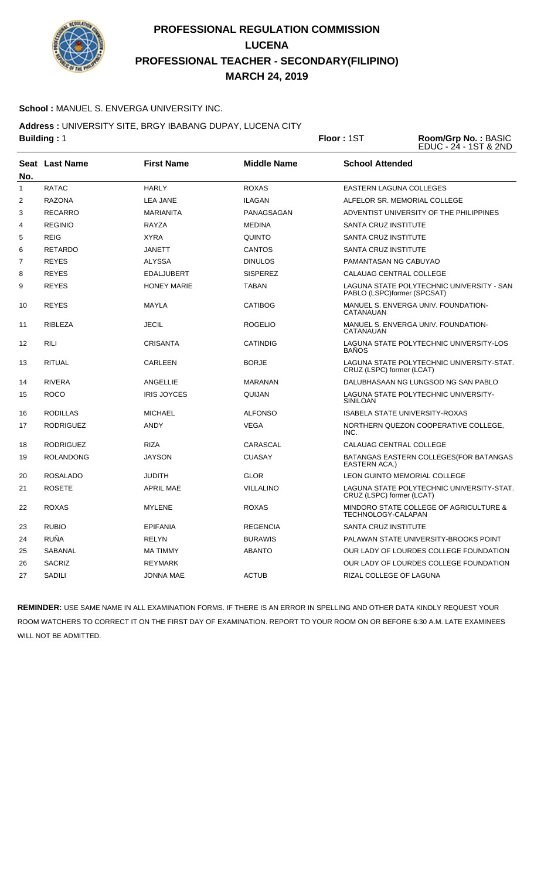# PROFESSIONAL REGULATION COMMISSION
## LUCENA
## PROFESSIONAL TEACHER - SECONDARY(FILIPINO)
## MARCH 24, 2019

**School :** MANUEL S. ENVERGA UNIVERSITY INC.

**Address :** UNIVERSITY SITE, BRGY IBABANG DUPAY, LUCENA CITY

**Building :** 1 **Floor :** 1ST **Room/Grp No. :** BASIC EDUC - 24 - 1ST & 2ND

| Seat No. | Last Name | First Name | Middle Name | School Attended |
|---|---|---|---|---|
| 1 | RATAC | HARLY | ROXAS | EASTERN LAGUNA COLLEGES |
| 2 | RAZONA | LEA JANE | ILAGAN | ALFELOR SR. MEMORIAL COLLEGE |
| 3 | RECARRO | MARIANITA | PANAGSAGAN | ADVENTIST UNIVERSITY OF THE PHILIPPINES |
| 4 | REGINIO | RAYZA | MEDINA | SANTA CRUZ INSTITUTE |
| 5 | REIG | XYRA | QUINTO | SANTA CRUZ INSTITUTE |
| 6 | RETARDO | JANETT | CANTOS | SANTA CRUZ INSTITUTE |
| 7 | REYES | ALYSSA | DINULOS | PAMANTASAN NG CABUYAO |
| 8 | REYES | EDALJUBERT | SISPEREZ | CALAUAG CENTRAL COLLEGE |
| 9 | REYES | HONEY MARIE | TABAN | LAGUNA STATE POLYTECHNIC UNIVERSITY - SAN PABLO (LSPC)former (SPCSAT) |
| 10 | REYES | MAYLA | CATIBOG | MANUEL S. ENVERGA UNIV. FOUNDATION-CATANAUAN |
| 11 | RIBLEZA | JECIL | ROGELIO | MANUEL S. ENVERGA UNIV. FOUNDATION-CATANAUAN |
| 12 | RILI | CRISANTA | CATINDIG | LAGUNA STATE POLYTECHNIC UNIVERSITY-LOS BAÑOS |
| 13 | RITUAL | CARLEEN | BORJE | LAGUNA STATE POLYTECHNIC UNIVERSITY-STAT. CRUZ (LSPC) former (LCAT) |
| 14 | RIVERA | ANGELLIE | MARANAN | DALUBHASAAN NG LUNGSOD NG SAN PABLO |
| 15 | ROCO | IRIS JOYCES | QUIJAN | LAGUNA STATE POLYTECHNIC UNIVERSITY-SINILOAN |
| 16 | RODILLAS | MICHAEL | ALFONSO | ISABELA STATE UNIVERSITY-ROXAS |
| 17 | RODRIGUEZ | ANDY | VEGA | NORTHERN QUEZON COOPERATIVE COLLEGE, INC. |
| 18 | RODRIGUEZ | RIZA | CARASCAL | CALAUAG CENTRAL COLLEGE |
| 19 | ROLANDONG | JAYSON | CUASAY | BATANGAS EASTERN COLLEGES(FOR BATANGAS EASTERN ACA.) |
| 20 | ROSALADO | JUDITH | GLOR | LEON GUINTO MEMORIAL COLLEGE |
| 21 | ROSETE | APRIL MAE | VILLALINO | LAGUNA STATE POLYTECHNIC UNIVERSITY-STAT. CRUZ (LSPC) former (LCAT) |
| 22 | ROXAS | MYLENE | ROXAS | MINDORO STATE COLLEGE OF AGRICULTURE & TECHNOLOGY-CALAPAN |
| 23 | RUBIO | EPIFANIA | REGENCIA | SANTA CRUZ INSTITUTE |
| 24 | RUÑA | RELYN | BURAWIS | PALAWAN STATE UNIVERSITY-BROOKS POINT |
| 25 | SABANAL | MA TIMMY | ABANTO | OUR LADY OF LOURDES COLLEGE FOUNDATION |
| 26 | SACRIZ | REYMARK | | OUR LADY OF LOURDES COLLEGE FOUNDATION |
| 27 | SADILI | JONNA MAE | ACTUB | RIZAL COLLEGE OF LAGUNA |

**REMINDER:** USE SAME NAME IN ALL EXAMINATION FORMS. IF THERE IS AN ERROR IN SPELLING AND OTHER DATA KINDLY REQUEST YOUR ROOM WATCHERS TO CORRECT IT ON THE FIRST DAY OF EXAMINATION. REPORT TO YOUR ROOM ON OR BEFORE 6:30 A.M. LATE EXAMINEES WILL NOT BE ADMITTED.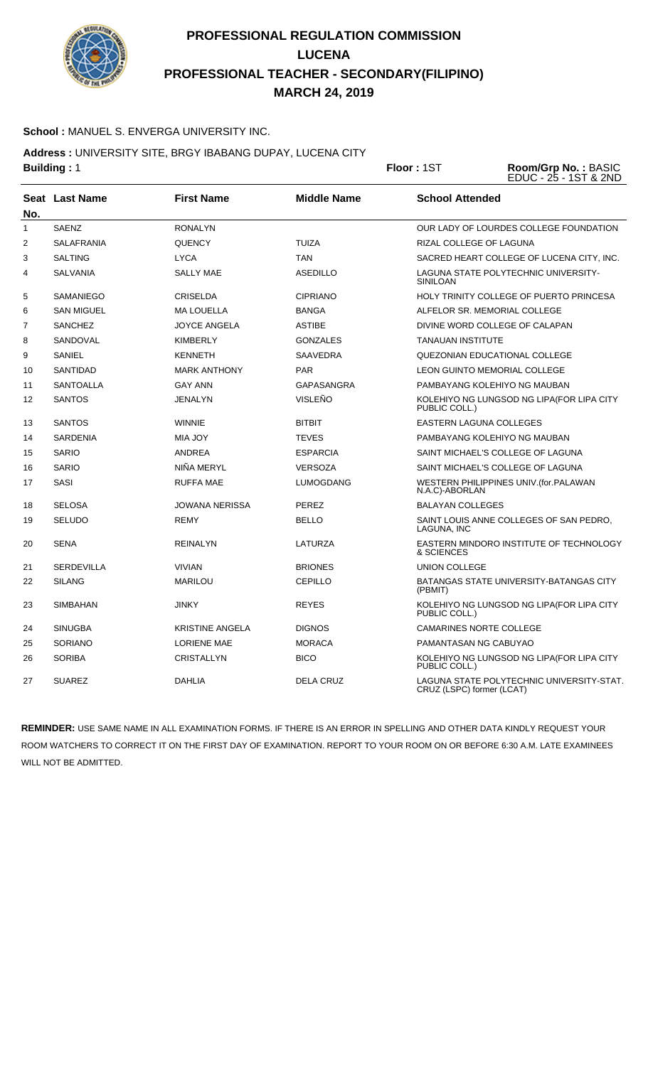# PROFESSIONAL REGULATION COMMISSION
## LUCENA
## PROFESSIONAL TEACHER - SECONDARY(FILIPINO)
## MARCH 24, 2019

**School :** MANUEL S. ENVERGA UNIVERSITY INC.

**Address :** UNIVERSITY SITE, BRGY IBABANG DUPAY, LUCENA CITY

**Building :** 1 **Floor :** 1ST **Room/Grp No. :** BASIC EDUC - 25 - 1ST & 2ND

| Seat No. | Last Name | First Name | Middle Name | School Attended |
|---|---|---|---|---|
| 1 | SAENZ | RONALYN | | OUR LADY OF LOURDES COLLEGE FOUNDATION |
| 2 | SALAFRANIA | QUENCY | TUIZA | RIZAL COLLEGE OF LAGUNA |
| 3 | SALTING | LYCA | TAN | SACRED HEART COLLEGE OF LUCENA CITY, INC. |
| 4 | SALVANIA | SALLY MAE | ASEDILLO | LAGUNA STATE POLYTECHNIC UNIVERSITY-SINILOAN |
| 5 | SAMANIEGO | CRISELDA | CIPRIANO | HOLY TRINITY COLLEGE OF PUERTO PRINCESA |
| 6 | SAN MIGUEL | MA LOUELLA | BANGA | ALFELOR SR. MEMORIAL COLLEGE |
| 7 | SANCHEZ | JOYCE ANGELA | ASTIBE | DIVINE WORD COLLEGE OF CALAPAN |
| 8 | SANDOVAL | KIMBERLY | GONZALES | TANAUAN INSTITUTE |
| 9 | SANIEL | KENNETH | SAAVEDRA | QUEZONIAN EDUCATIONAL COLLEGE |
| 10 | SANTIDAD | MARK ANTHONY | PAR | LEON GUINTO MEMORIAL COLLEGE |
| 11 | SANTOALLA | GAY ANN | GAPASANGRA | PAMBAYANG KOLEHIYO NG MAUBAN |
| 12 | SANTOS | JENALYN | VISLEÑO | KOLEHIYO NG LUNGSOD NG LIPA(FOR LIPA CITY PUBLIC COLL.) |
| 13 | SANTOS | WINNIE | BITBIT | EASTERN LAGUNA COLLEGES |
| 14 | SARDENIA | MIA JOY | TEVES | PAMBAYANG KOLEHIYO NG MAUBAN |
| 15 | SARIO | ANDREA | ESPARCIA | SAINT MICHAEL'S COLLEGE OF LAGUNA |
| 16 | SARIO | NIÑA MERYL | VERSOZA | SAINT MICHAEL'S COLLEGE OF LAGUNA |
| 17 | SASI | RUFFA MAE | LUMOGDANG | WESTERN PHILIPPINES UNIV.(for.PALAWAN N.A.C)-ABORLAN |
| 18 | SELOSA | JOWANA NERISSA | PEREZ | BALAYAN COLLEGES |
| 19 | SELUDO | REMY | BELLO | SAINT LOUIS ANNE COLLEGES OF SAN PEDRO, LAGUNA, INC |
| 20 | SENA | REINALYN | LATURZA | EASTERN MINDORO INSTITUTE OF TECHNOLOGY & SCIENCES |
| 21 | SERDEVILLA | VIVIAN | BRIONES | UNION COLLEGE |
| 22 | SILANG | MARILOU | CEPILLO | BATANGAS STATE UNIVERSITY-BATANGAS CITY (PBMIT) |
| 23 | SIMBAHAN | JINKY | REYES | KOLEHIYO NG LUNGSOD NG LIPA(FOR LIPA CITY PUBLIC COLL.) |
| 24 | SINUGBA | KRISTINE ANGELA | DIGNOS | CAMARINES NORTE COLLEGE |
| 25 | SORIANO | LORIENE MAE | MORACA | PAMANTASAN NG CABUYAO |
| 26 | SORIBA | CRISTALLYN | BICO | KOLEHIYO NG LUNGSOD NG LIPA(FOR LIPA CITY PUBLIC COLL.) |
| 27 | SUAREZ | DAHLIA | DELA CRUZ | LAGUNA STATE POLYTECHNIC UNIVERSITY-STAT. CRUZ (LSPC) former (LCAT) |

**REMINDER:** USE SAME NAME IN ALL EXAMINATION FORMS. IF THERE IS AN ERROR IN SPELLING AND OTHER DATA KINDLY REQUEST YOUR ROOM WATCHERS TO CORRECT IT ON THE FIRST DAY OF EXAMINATION. REPORT TO YOUR ROOM ON OR BEFORE 6:30 A.M. LATE EXAMINEES WILL NOT BE ADMITTED.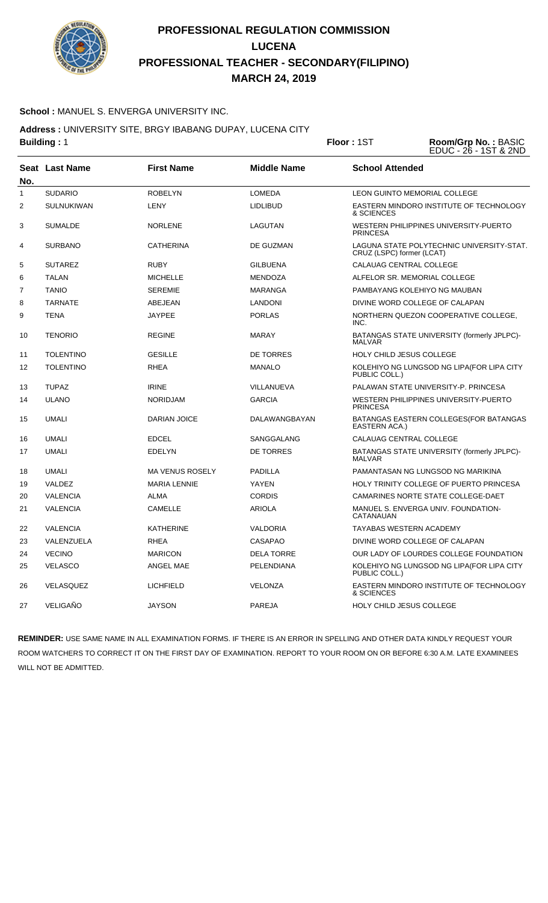# PROFESSIONAL REGULATION COMMISSION
# LUCENA
# PROFESSIONAL TEACHER - SECONDARY(FILIPINO)
# MARCH 24, 2019

**School :** MANUEL S. ENVERGA UNIVERSITY INC.

**Address :** UNIVERSITY SITE, BRGY IBABANG DUPAY, LUCENA CITY

**Building :** 1 **Floor :** 1ST **Room/Grp No. :** BASIC EDUC - 26 - 1ST & 2ND

| Seat No. | Last Name | First Name | Middle Name | School Attended |
|---|---|---|---|---|
| 1 | SUDARIO | ROBELYN | LOMEDA | LEON GUINTO MEMORIAL COLLEGE |
| 2 | SULNUKIWAN | LENY | LIDLIBUD | EASTERN MINDORO INSTITUTE OF TECHNOLOGY & SCIENCES |
| 3 | SUMALDE | NORLENE | LAGUTAN | WESTERN PHILIPPINES UNIVERSITY-PUERTO PRINCESA |
| 4 | SURBANO | CATHERINA | DE GUZMAN | LAGUNA STATE POLYTECHNIC UNIVERSITY-STAT. CRUZ (LSPC) former (LCAT) |
| 5 | SUTAREZ | RUBY | GILBUENA | CALAUAG CENTRAL COLLEGE |
| 6 | TALAN | MICHELLE | MENDOZA | ALFELOR SR. MEMORIAL COLLEGE |
| 7 | TANIO | SEREMIE | MARANGA | PAMBAYANG KOLEHIYO NG MAUBAN |
| 8 | TARNATE | ABEJEAN | LANDONI | DIVINE WORD COLLEGE OF CALAPAN |
| 9 | TENA | JAYPEE | PORLAS | NORTHERN QUEZON COOPERATIVE COLLEGE, INC. |
| 10 | TENORIO | REGINE | MARAY | BATANGAS STATE UNIVERSITY (formerly JPLPC)-MALVAR |
| 11 | TOLENTINO | GESILLE | DE TORRES | HOLY CHILD JESUS COLLEGE |
| 12 | TOLENTINO | RHEA | MANALO | KOLEHIYO NG LUNGSOD NG LIPA(FOR LIPA CITY PUBLIC COLL.) |
| 13 | TUPAZ | IRINE | VILLANUEVA | PALAWAN STATE UNIVERSITY-P. PRINCESA |
| 14 | ULANO | NORIDJAM | GARCIA | WESTERN PHILIPPINES UNIVERSITY-PUERTO PRINCESA |
| 15 | UMALI | DARIAN JOICE | DALAWANGBAYAN | BATANGAS EASTERN COLLEGES(FOR BATANGAS EASTERN ACA.) |
| 16 | UMALI | EDCEL | SANGGALANG | CALAUAG CENTRAL COLLEGE |
| 17 | UMALI | EDELYN | DE TORRES | BATANGAS STATE UNIVERSITY (formerly JPLPC)-MALVAR |
| 18 | UMALI | MA VENUS ROSELY | PADILLA | PAMANTASAN NG LUNGSOD NG MARIKINA |
| 19 | VALDEZ | MARIA LENNIE | YAYEN | HOLY TRINITY COLLEGE OF PUERTO PRINCESA |
| 20 | VALENCIA | ALMA | CORDIS | CAMARINES NORTE STATE COLLEGE-DAET |
| 21 | VALENCIA | CAMELLE | ARIOLA | MANUEL S. ENVERGA UNIV. FOUNDATION-CATANAUAN |
| 22 | VALENCIA | KATHERINE | VALDORIA | TAYABAS WESTERN ACADEMY |
| 23 | VALENZUELA | RHEA | CASAPAO | DIVINE WORD COLLEGE OF CALAPAN |
| 24 | VECINO | MARICON | DELA TORRE | OUR LADY OF LOURDES COLLEGE FOUNDATION |
| 25 | VELASCO | ANGEL MAE | PELENDIANA | KOLEHIYO NG LUNGSOD NG LIPA(FOR LIPA CITY PUBLIC COLL.) |
| 26 | VELASQUEZ | LICHFIELD | VELONZA | EASTERN MINDORO INSTITUTE OF TECHNOLOGY & SCIENCES |
| 27 | VELIGAÑO | JAYSON | PAREJA | HOLY CHILD JESUS COLLEGE |

**REMINDER:** USE SAME NAME IN ALL EXAMINATION FORMS. IF THERE IS AN ERROR IN SPELLING AND OTHER DATA KINDLY REQUEST YOUR ROOM WATCHERS TO CORRECT IT ON THE FIRST DAY OF EXAMINATION. REPORT TO YOUR ROOM ON OR BEFORE 6:30 A.M. LATE EXAMINEES WILL NOT BE ADMITTED.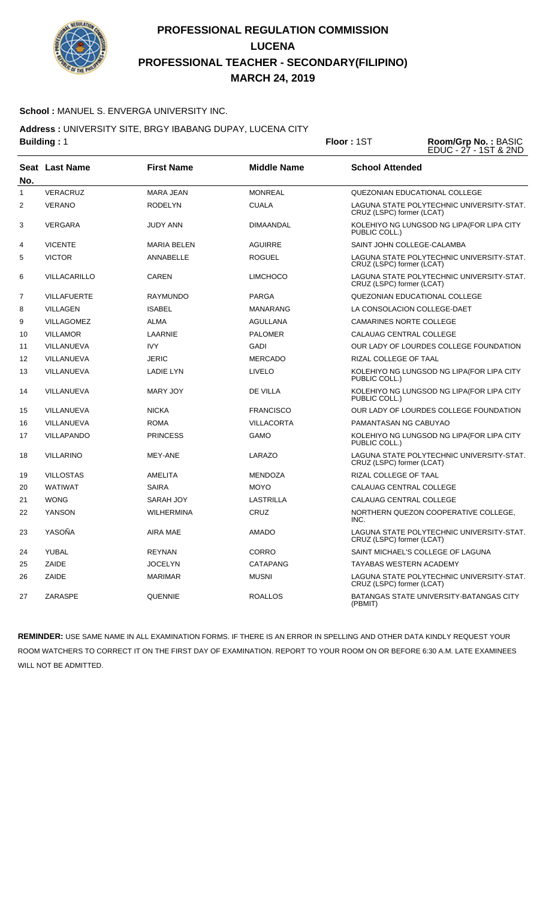# PROFESSIONAL REGULATION COMMISSION
## LUCENA
## PROFESSIONAL TEACHER - SECONDARY(FILIPINO)
## MARCH 24, 2019

**School :** MANUEL S. ENVERGA UNIVERSITY INC.

**Address :** UNIVERSITY SITE, BRGY IBABANG DUPAY, LUCENA CITY

**Building :** 1 **Floor :** 1ST **Room/Grp No. :** BASIC EDUC - 27 - 1ST & 2ND

| Seat No. | Last Name | First Name | Middle Name | School Attended |
|---|---|---|---|---|
| 1 | VERACRUZ | MARA JEAN | MONREAL | QUEZONIAN EDUCATIONAL COLLEGE |
| 2 | VERANO | RODELYN | CUALA | LAGUNA STATE POLYTECHNIC UNIVERSITY-STAT. CRUZ (LSPC) former (LCAT) |
| 3 | VERGARA | JUDY ANN | DIMAANDAL | KOLEHIYO NG LUNGSOD NG LIPA(FOR LIPA CITY PUBLIC COLL.) |
| 4 | VICENTE | MARIA BELEN | AGUIRRE | SAINT JOHN COLLEGE-CALAMBA |
| 5 | VICTOR | ANNABELLE | ROGUEL | LAGUNA STATE POLYTECHNIC UNIVERSITY-STAT. CRUZ (LSPC) former (LCAT) |
| 6 | VILLACARILLO | CAREN | LIMCHOCO | LAGUNA STATE POLYTECHNIC UNIVERSITY-STAT. CRUZ (LSPC) former (LCAT) |
| 7 | VILLAFUERTE | RAYMUNDO | PARGA | QUEZONIAN EDUCATIONAL COLLEGE |
| 8 | VILLAGEN | ISABEL | MANARANG | LA CONSOLACION COLLEGE-DAET |
| 9 | VILLAGOMEZ | ALMA | AGULLANA | CAMARINES NORTE COLLEGE |
| 10 | VILLAMOR | LAARNIE | PALOMER | CALAUAG CENTRAL COLLEGE |
| 11 | VILLANUEVA | IVY | GADI | OUR LADY OF LOURDES COLLEGE FOUNDATION |
| 12 | VILLANUEVA | JERIC | MERCADO | RIZAL COLLEGE OF TAAL |
| 13 | VILLANUEVA | LADIE LYN | LIVELO | KOLEHIYO NG LUNGSOD NG LIPA(FOR LIPA CITY PUBLIC COLL.) |
| 14 | VILLANUEVA | MARY JOY | DE VILLA | KOLEHIYO NG LUNGSOD NG LIPA(FOR LIPA CITY PUBLIC COLL.) |
| 15 | VILLANUEVA | NICKA | FRANCISCO | OUR LADY OF LOURDES COLLEGE FOUNDATION |
| 16 | VILLANUEVA | ROMA | VILLACORTA | PAMANTASAN NG CABUYAO |
| 17 | VILLAPANDO | PRINCESS | GAMO | KOLEHIYO NG LUNGSOD NG LIPA(FOR LIPA CITY PUBLIC COLL.) |
| 18 | VILLARINO | MEY-ANE | LARAZO | LAGUNA STATE POLYTECHNIC UNIVERSITY-STAT. CRUZ (LSPC) former (LCAT) |
| 19 | VILLOSTAS | AMELITA | MENDOZA | RIZAL COLLEGE OF TAAL |
| 20 | WATIWAT | SAIRA | MOYO | CALAUAG CENTRAL COLLEGE |
| 21 | WONG | SARAH JOY | LASTRILLA | CALAUAG CENTRAL COLLEGE |
| 22 | YANSON | WILHERMINA | CRUZ | NORTHERN QUEZON COOPERATIVE COLLEGE, INC. |
| 23 | YASOÑA | AIRA MAE | AMADO | LAGUNA STATE POLYTECHNIC UNIVERSITY-STAT. CRUZ (LSPC) former (LCAT) |
| 24 | YUBAL | REYNAN | CORRO | SAINT MICHAEL'S COLLEGE OF LAGUNA |
| 25 | ZAIDE | JOCELYN | CATAPANG | TAYABAS WESTERN ACADEMY |
| 26 | ZAIDE | MARIMAR | MUSNI | LAGUNA STATE POLYTECHNIC UNIVERSITY-STAT. CRUZ (LSPC) former (LCAT) |
| 27 | ZARASPE | QUENNIE | ROALLOS | BATANGAS STATE UNIVERSITY-BATANGAS CITY (PBMIT) |

**REMINDER:** USE SAME NAME IN ALL EXAMINATION FORMS. IF THERE IS AN ERROR IN SPELLING AND OTHER DATA KINDLY REQUEST YOUR ROOM WATCHERS TO CORRECT IT ON THE FIRST DAY OF EXAMINATION. REPORT TO YOUR ROOM ON OR BEFORE 6:30 A.M. LATE EXAMINEES WILL NOT BE ADMITTED.